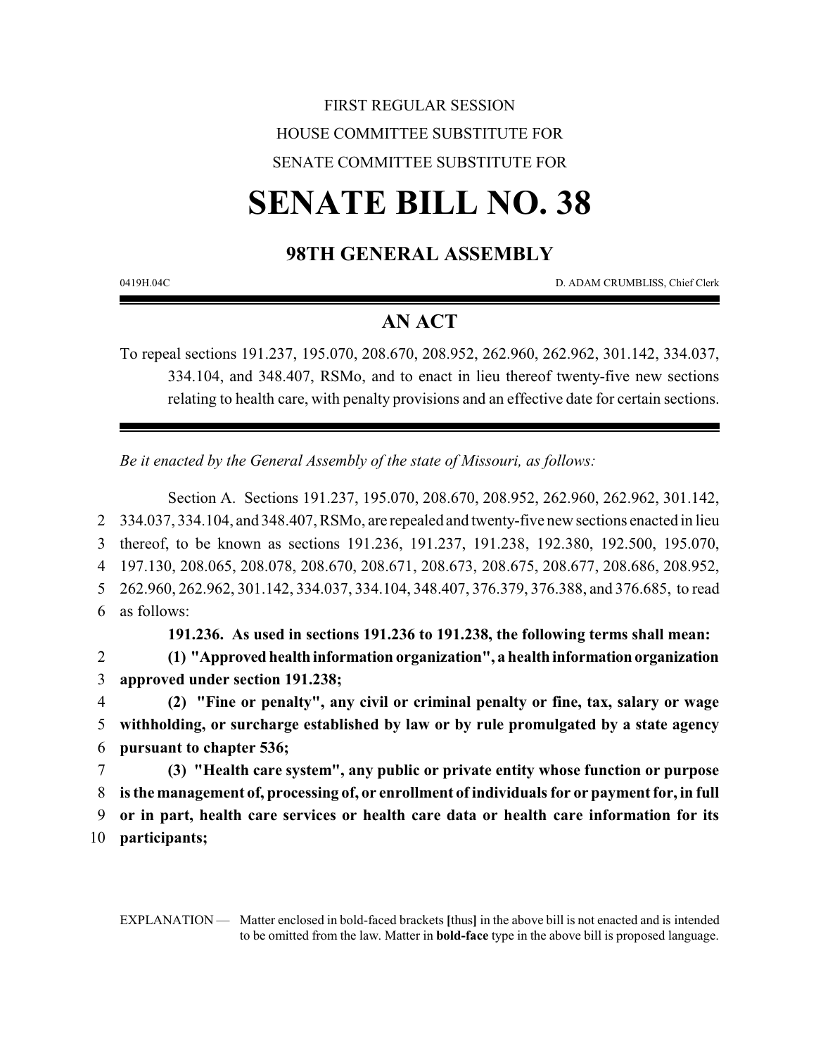FIRST REGULAR SESSION

HOUSE COMMITTEE SUBSTITUTE FOR

SENATE COMMITTEE SUBSTITUTE FOR

# SENATE BILL NO. 38

## 98TH GENERAL ASSEMBLY

0419H.04C D. ADAM CRUMBLISS, Chief Clerk

## AN ACT

To repeal sections 191.237, 195.070, 208.670, 208.952, 262.960, 262.962, 301.142, 334.037, 334.104, and 348.407, RSMo, and to enact in lieu thereof twenty-five new sections relating to health care, with penalty provisions and an effective date for certain sections.

*Be it enacted by the General Assembly of the state of Missouri, as follows:*

Section A. Sections 191.237, 195.070, 208.670, 208.952, 262.960, 262.962, 301.142, 334.037, 334.104, and 348.407, RSMo, are repealed and twenty-five new sections enacted in lieu thereof, to be known as sections 191.236, 191.237, 191.238, 192.380, 192.500, 195.070, 197.130, 208.065, 208.078, 208.670, 208.671, 208.673, 208.675, 208.677, 208.686, 208.952, 262.960, 262.962, 301.142, 334.037, 334.104, 348.407, 376.379, 376.388, and 376.685, to read as follows:

**191.236. As used in sections 191.236 to 191.238, the following terms shall mean:**

**(1) "Approved health information organization", a health information organization approved under section 191.238;**

**(2) "Fine or penalty", any civil or criminal penalty or fine, tax, salary or wage withholding, or surcharge established by law or by rule promulgated by a state agency pursuant to chapter 536;**

**(3) "Health care system", any public or private entity whose function or purpose is the management of, processing of, or enrollment of individuals for or payment for, in full or in part, health care services or health care data or health care information for its participants;**

EXPLANATION — Matter enclosed in bold-faced brackets **[**thus**]** in the above bill is not enacted and is intended to be omitted from the law. Matter in **bold-face** type in the above bill is proposed language.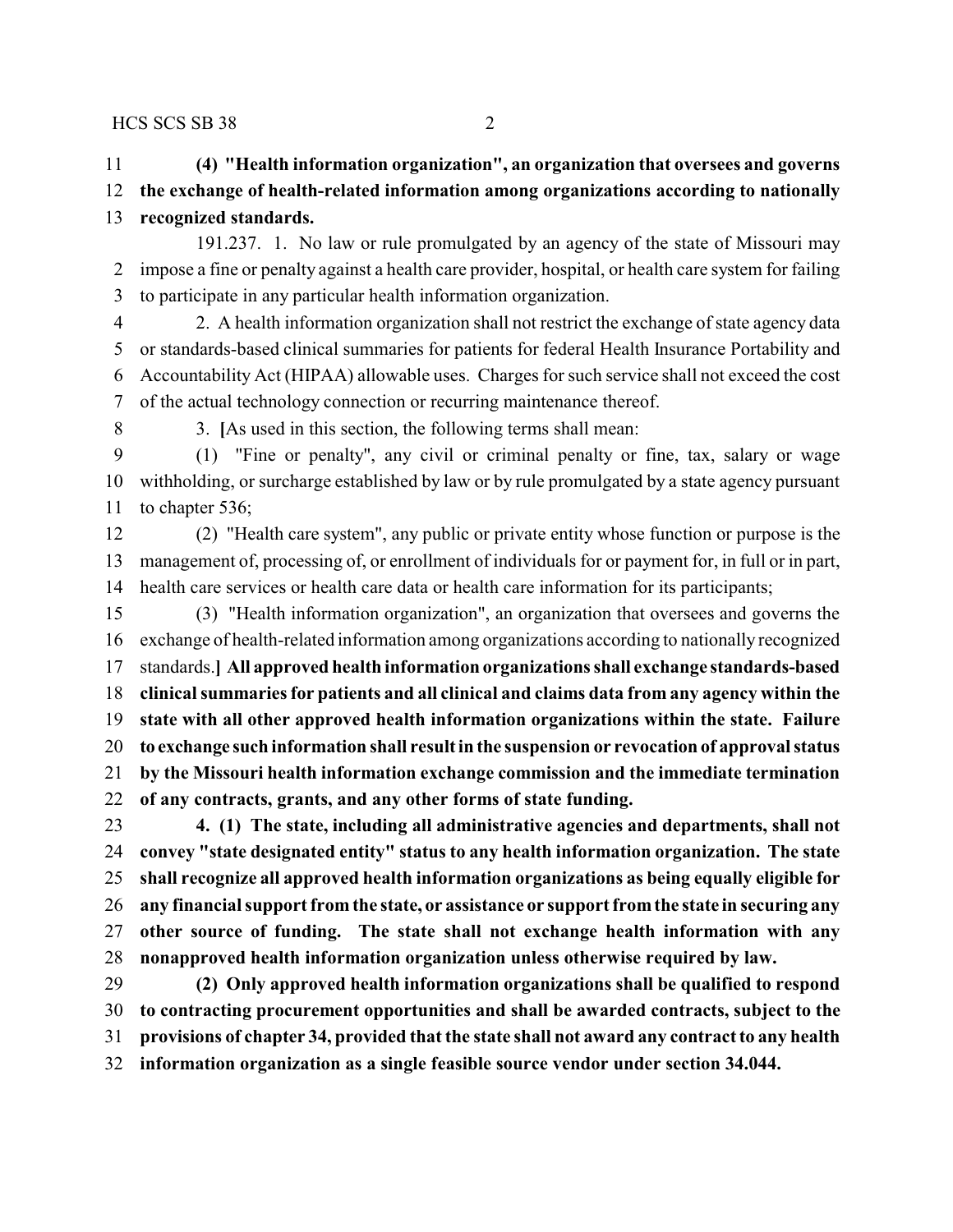**(4) "Health information organization", an organization that oversees and governs the exchange of health-related information among organizations according to nationally recognized standards.**

191.237. 1. No law or rule promulgated by an agency of the state of Missouri may impose a fine or penalty against a health care provider, hospital, or health care system for failing to participate in any particular health information organization.

2. A health information organization shall not restrict the exchange of state agency data or standards-based clinical summaries for patients for federal Health Insurance Portability and Accountability Act (HIPAA) allowable uses. Charges for such service shall not exceed the cost of the actual technology connection or recurring maintenance thereof.

3. **[**As used in this section, the following terms shall mean:

(1) "Fine or penalty", any civil or criminal penalty or fine, tax, salary or wage withholding, or surcharge established by law or by rule promulgated by a state agency pursuant to chapter 536;

(2) "Health care system", any public or private entity whose function or purpose is the management of, processing of, or enrollment of individuals for or payment for, in full or in part, health care services or health care data or health care information for its participants;

(3) "Health information organization", an organization that oversees and governs the exchange of health-related information among organizations according to nationally recognized standards.**] All approved health information organizations shall exchange standards-based clinical summaries for patients and all clinical and claims data from any agency within the state with all other approved health information organizations within the state. Failure to exchange such information shall result in the suspension or revocation of approval status by the Missouri health information exchange commission and the immediate termination of any contracts, grants, and any other forms of state funding.**

**4. (1) The state, including all administrative agencies and departments, shall not convey "state designated entity" status to any health information organization. The state shall recognize all approved health information organizations as being equally eligible for any financial support from the state, or assistance or support from the state in securing any other source of funding. The state shall not exchange health information with any nonapproved health information organization unless otherwise required by law.**

**(2) Only approved health information organizations shall be qualified to respond to contracting procurement opportunities and shall be awarded contracts, subject to the provisions of chapter 34, provided that the state shall not award any contract to any health information organization as a single feasible source vendor under section 34.044.**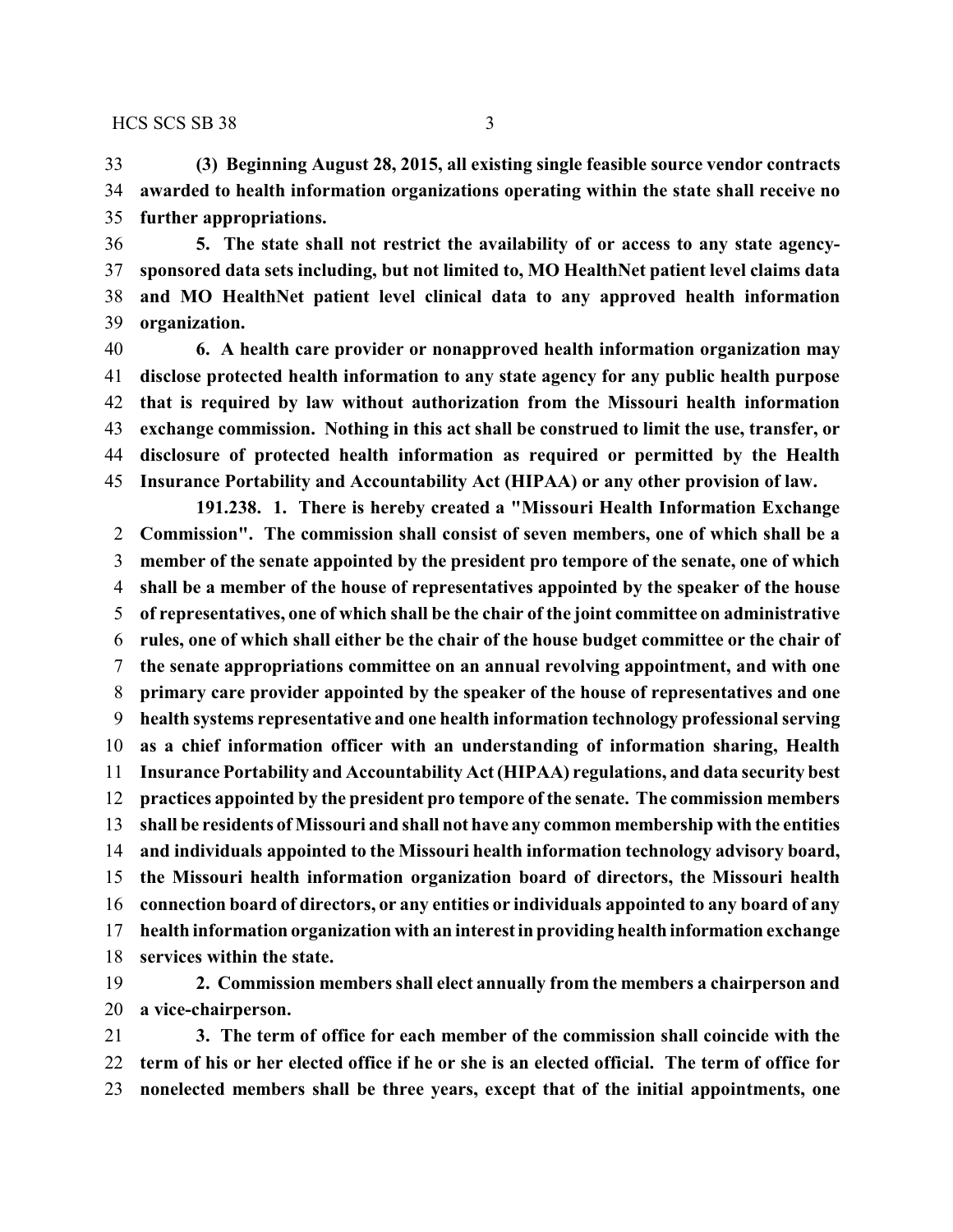**(3) Beginning August 28, 2015, all existing single feasible source vendor contracts awarded to health information organizations operating within the state shall receive no further appropriations.**

**5. The state shall not restrict the availability of or access to any state agency-sponsored data sets including, but not limited to, MO HealthNet patient level claims data and MO HealthNet patient level clinical data to any approved health information organization.**

**6. A health care provider or nonapproved health information organization may disclose protected health information to any state agency for any public health purpose that is required by law without authorization from the Missouri health information exchange commission. Nothing in this act shall be construed to limit the use, transfer, or disclosure of protected health information as required or permitted by the Health Insurance Portability and Accountability Act (HIPAA) or any other provision of law.**

**191.238. 1. There is hereby created a "Missouri Health Information Exchange Commission". The commission shall consist of seven members, one of which shall be a member of the senate appointed by the president pro tempore of the senate, one of which shall be a member of the house of representatives appointed by the speaker of the house of representatives, one of which shall be the chair of the joint committee on administrative rules, one of which shall either be the chair of the house budget committee or the chair of the senate appropriations committee on an annual revolving appointment, and with one primary care provider appointed by the speaker of the house of representatives and one health systems representative and one health information technology professional serving as a chief information officer with an understanding of information sharing, Health Insurance Portability and Accountability Act (HIPAA) regulations, and data security best practices appointed by the president pro tempore of the senate. The commission members shall be residents of Missouri and shall not have any common membership with the entities and individuals appointed to the Missouri health information technology advisory board, the Missouri health information organization board of directors, the Missouri health connection board of directors, or any entities or individuals appointed to any board of any health information organization with an interest in providing health information exchange services within the state.**

**2. Commission members shall elect annually from the members a chairperson and a vice-chairperson.**

**3. The term of office for each member of the commission shall coincide with the term of his or her elected office if he or she is an elected official. The term of office for nonelected members shall be three years, except that of the initial appointments, one**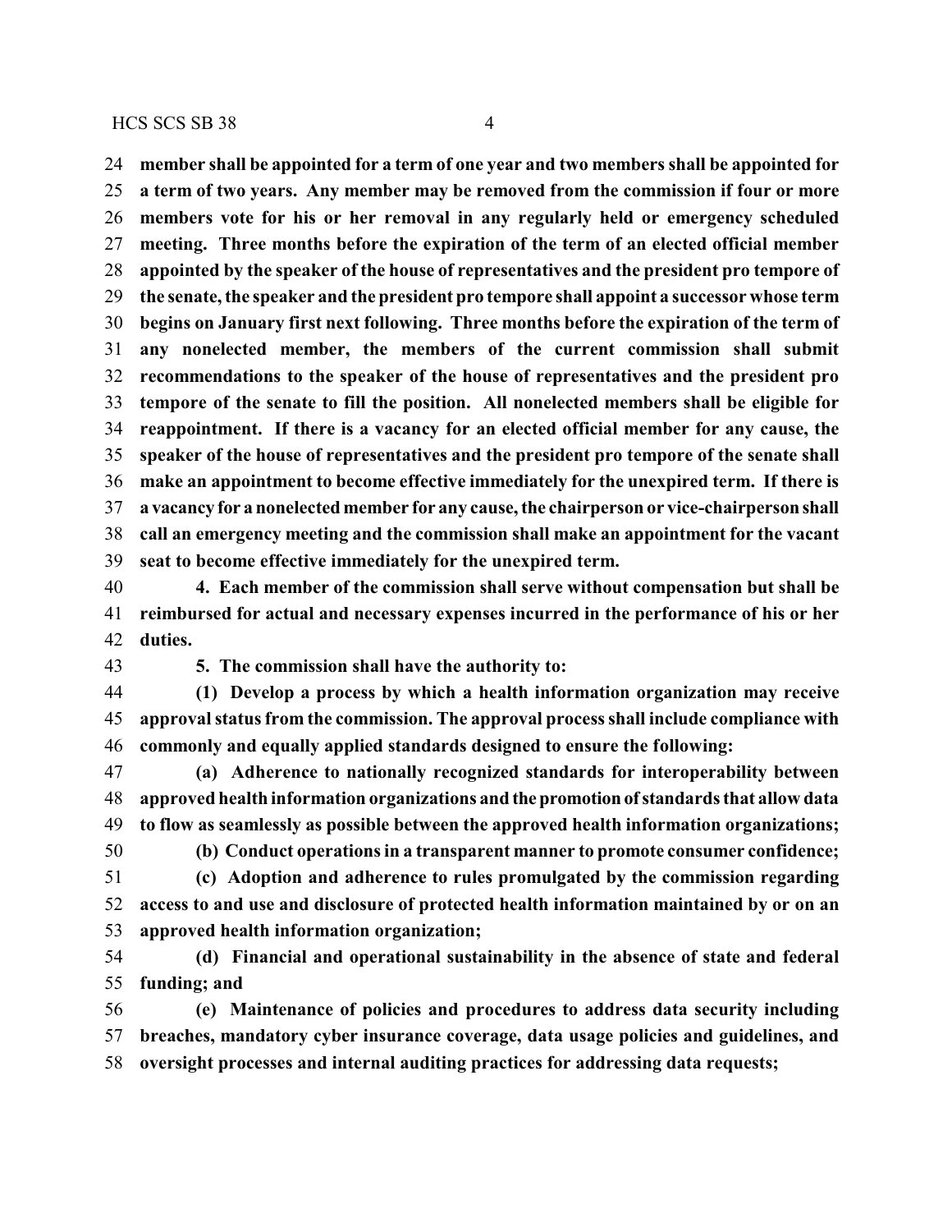**member shall be appointed for a term of one year and two members shall be appointed for a term of two years. Any member may be removed from the commission if four or more members vote for his or her removal in any regularly held or emergency scheduled meeting. Three months before the expiration of the term of an elected official member appointed by the speaker of the house of representatives and the president pro tempore of the senate, the speaker and the president pro tempore shall appoint a successor whose term begins on January first next following. Three months before the expiration of the term of any nonelected member, the members of the current commission shall submit recommendations to the speaker of the house of representatives and the president pro tempore of the senate to fill the position. All nonelected members shall be eligible for reappointment. If there is a vacancy for an elected official member for any cause, the speaker of the house of representatives and the president pro tempore of the senate shall make an appointment to become effective immediately for the unexpired term. If there is a vacancy for a nonelected member for any cause, the chairperson or vice-chairperson shall call an emergency meeting and the commission shall make an appointment for the vacant seat to become effective immediately for the unexpired term.**

**4. Each member of the commission shall serve without compensation but shall be reimbursed for actual and necessary expenses incurred in the performance of his or her duties.**

**5. The commission shall have the authority to:**

**(1) Develop a process by which a health information organization may receive approval status from the commission. The approval process shall include compliance with commonly and equally applied standards designed to ensure the following:**

**(a) Adherence to nationally recognized standards for interoperability between approved health information organizations and the promotion of standards that allow data to flow as seamlessly as possible between the approved health information organizations;**

**(b) Conduct operations in a transparent manner to promote consumer confidence;**

**(c) Adoption and adherence to rules promulgated by the commission regarding access to and use and disclosure of protected health information maintained by or on an approved health information organization;**

**(d) Financial and operational sustainability in the absence of state and federal funding; and**

**(e) Maintenance of policies and procedures to address data security including breaches, mandatory cyber insurance coverage, data usage policies and guidelines, and oversight processes and internal auditing practices for addressing data requests;**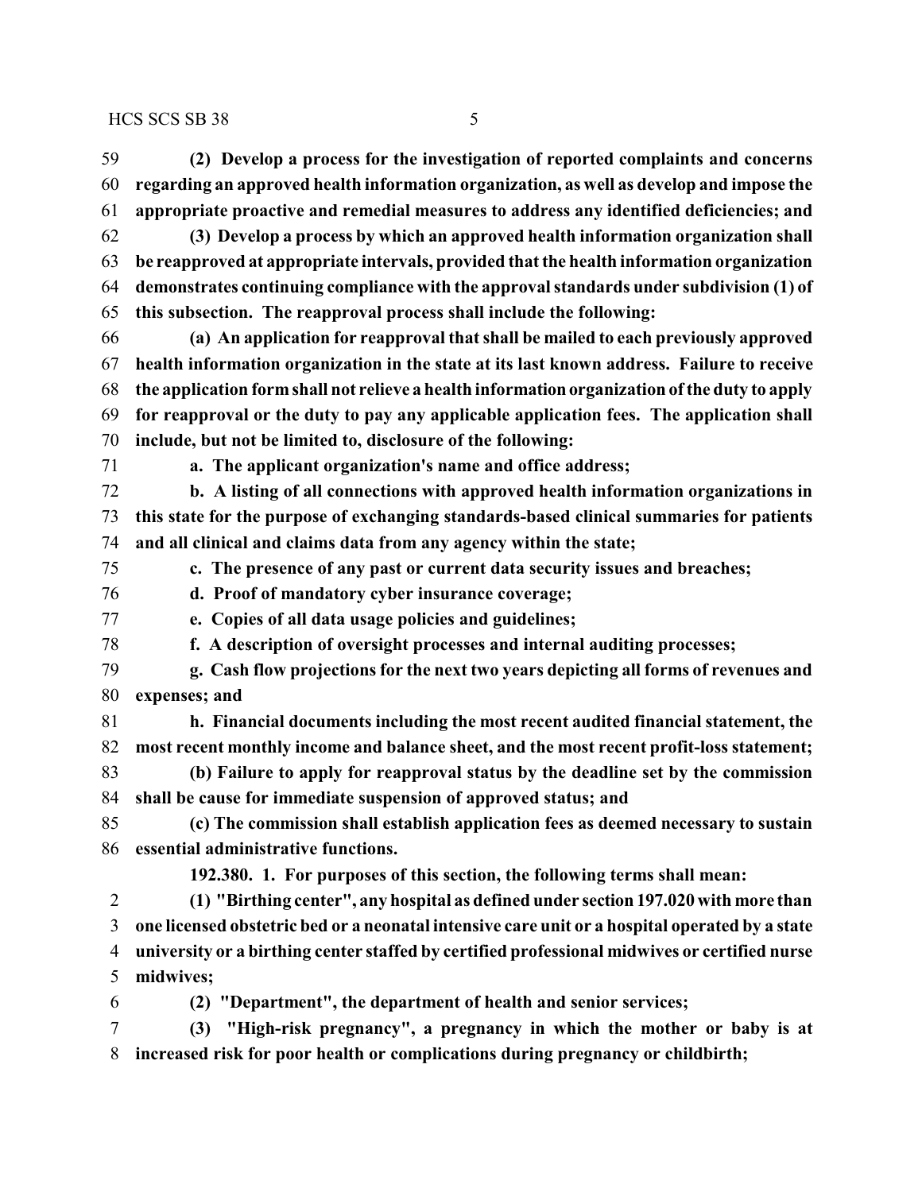**(2) Develop a process for the investigation of reported complaints and concerns regarding an approved health information organization, as well as develop and impose the appropriate proactive and remedial measures to address any identified deficiencies; and**

**(3) Develop a process by which an approved health information organization shall be reapproved at appropriate intervals, provided that the health information organization demonstrates continuing compliance with the approval standards under subdivision (1) of this subsection. The reapproval process shall include the following:**

**(a) An application for reapproval that shall be mailed to each previously approved health information organization in the state at its last known address. Failure to receive the application form shall not relieve a health information organization of the duty to apply for reapproval or the duty to pay any applicable application fees. The application shall include, but not be limited to, disclosure of the following:**

**a. The applicant organization's name and office address;**

**b. A listing of all connections with approved health information organizations in this state for the purpose of exchanging standards-based clinical summaries for patients and all clinical and claims data from any agency within the state;**

**c. The presence of any past or current data security issues and breaches;**

**d. Proof of mandatory cyber insurance coverage;**

**e. Copies of all data usage policies and guidelines;**

**f. A description of oversight processes and internal auditing processes;**

**g. Cash flow projections for the next two years depicting all forms of revenues and expenses; and**

**h. Financial documents including the most recent audited financial statement, the most recent monthly income and balance sheet, and the most recent profit-loss statement;**

**(b) Failure to apply for reapproval status by the deadline set by the commission shall be cause for immediate suspension of approved status; and**

**(c) The commission shall establish application fees as deemed necessary to sustain essential administrative functions.**

**192.380. 1. For purposes of this section, the following terms shall mean:**

**(1) "Birthing center", any hospital as defined under section 197.020 with more than one licensed obstetric bed or a neonatal intensive care unit or a hospital operated by a state university or a birthing center staffed by certified professional midwives or certified nurse midwives;**

**(2) "Department", the department of health and senior services;**

**(3) "High-risk pregnancy", a pregnancy in which the mother or baby is at increased risk for poor health or complications during pregnancy or childbirth;**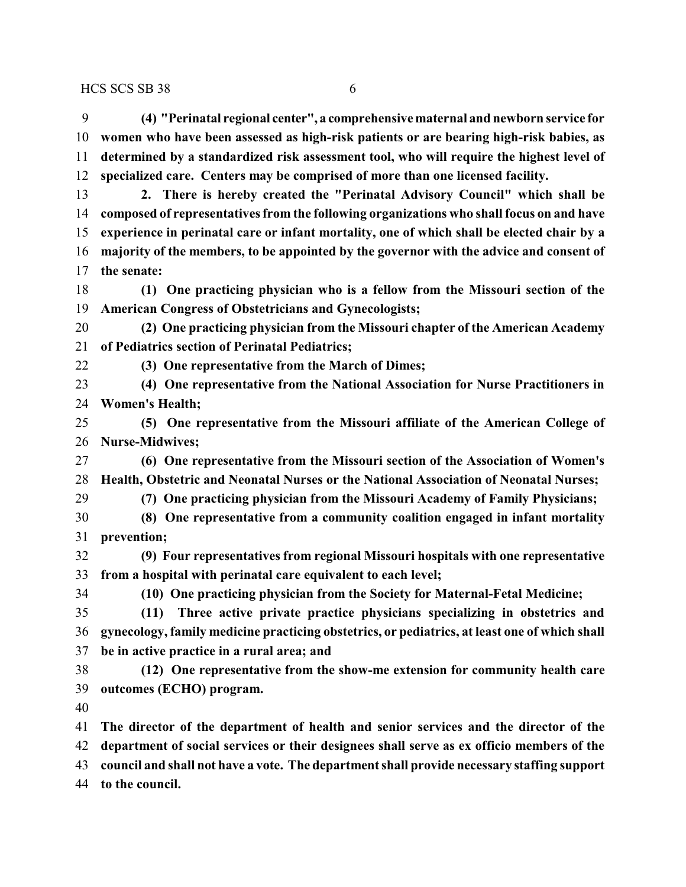**(4) "Perinatal regional center", a comprehensive maternal and newborn service for women who have been assessed as high-risk patients or are bearing high-risk babies, as determined by a standardized risk assessment tool, who will require the highest level of specialized care. Centers may be comprised of more than one licensed facility.**

**2. There is hereby created the "Perinatal Advisory Council" which shall be composed of representatives from the following organizations who shall focus on and have experience in perinatal care or infant mortality, one of which shall be elected chair by a majority of the members, to be appointed by the governor with the advice and consent of the senate:**

**(1) One practicing physician who is a fellow from the Missouri section of the American Congress of Obstetricians and Gynecologists;**

**(2) One practicing physician from the Missouri chapter of the American Academy of Pediatrics section of Perinatal Pediatrics;**

**(3) One representative from the March of Dimes;**

**(4) One representative from the National Association for Nurse Practitioners in Women's Health;**

**(5) One representative from the Missouri affiliate of the American College of Nurse-Midwives;**

**(6) One representative from the Missouri section of the Association of Women's Health, Obstetric and Neonatal Nurses or the National Association of Neonatal Nurses;**

**(7) One practicing physician from the Missouri Academy of Family Physicians;**

**(8) One representative from a community coalition engaged in infant mortality prevention;**

**(9) Four representatives from regional Missouri hospitals with one representative from a hospital with perinatal care equivalent to each level;**

**(10) One practicing physician from the Society for Maternal-Fetal Medicine;**

**(11) Three active private practice physicians specializing in obstetrics and gynecology, family medicine practicing obstetrics, or pediatrics, at least one of which shall be in active practice in a rural area; and**

**(12) One representative from the show-me extension for community health care outcomes (ECHO) program.**

**The director of the department of health and senior services and the director of the department of social services or their designees shall serve as ex officio members of the council and shall not have a vote. The department shall provide necessary staffing support to the council.**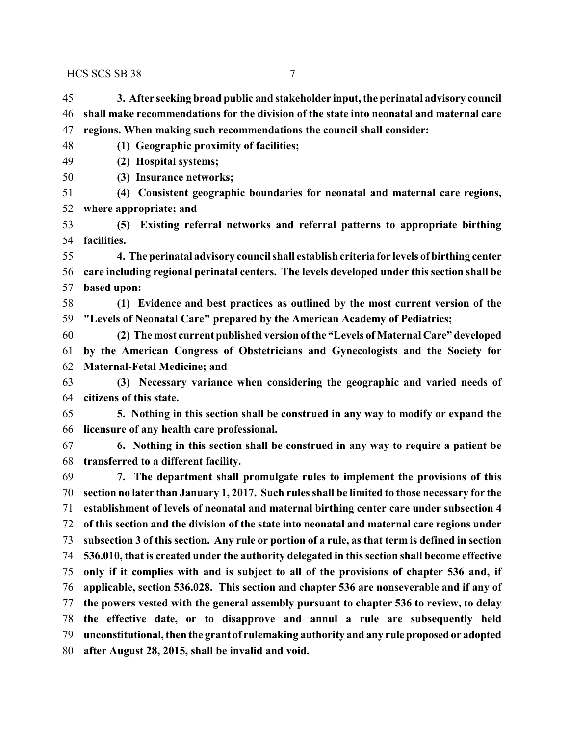**3. After seeking broad public and stakeholder input, the perinatal advisory council shall make recommendations for the division of the state into neonatal and maternal care regions. When making such recommendations the council shall consider:**

**(1) Geographic proximity of facilities;**

**(2) Hospital systems;**

**(3) Insurance networks;**

**(4) Consistent geographic boundaries for neonatal and maternal care regions, where appropriate; and**

**(5) Existing referral networks and referral patterns to appropriate birthing facilities.**

**4. The perinatal advisory council shall establish criteria for levels of birthing center care including regional perinatal centers. The levels developed under this section shall be based upon:**

**(1) Evidence and best practices as outlined by the most current version of the "Levels of Neonatal Care" prepared by the American Academy of Pediatrics;**

**(2) The most current published version of the "Levels of Maternal Care" developed by the American Congress of Obstetricians and Gynecologists and the Society for Maternal-Fetal Medicine; and**

**(3) Necessary variance when considering the geographic and varied needs of citizens of this state.**

**5. Nothing in this section shall be construed in any way to modify or expand the licensure of any health care professional.**

**6. Nothing in this section shall be construed in any way to require a patient be transferred to a different facility.**

**7. The department shall promulgate rules to implement the provisions of this section no later than January 1, 2017. Such rules shall be limited to those necessary for the establishment of levels of neonatal and maternal birthing center care under subsection 4 of this section and the division of the state into neonatal and maternal care regions under subsection 3 of this section. Any rule or portion of a rule, as that term is defined in section 536.010, that is created under the authority delegated in this section shall become effective only if it complies with and is subject to all of the provisions of chapter 536 and, if applicable, section 536.028. This section and chapter 536 are nonseverable and if any of the powers vested with the general assembly pursuant to chapter 536 to review, to delay the effective date, or to disapprove and annul a rule are subsequently held unconstitutional, then the grant of rulemaking authority and any rule proposed or adopted after August 28, 2015, shall be invalid and void.**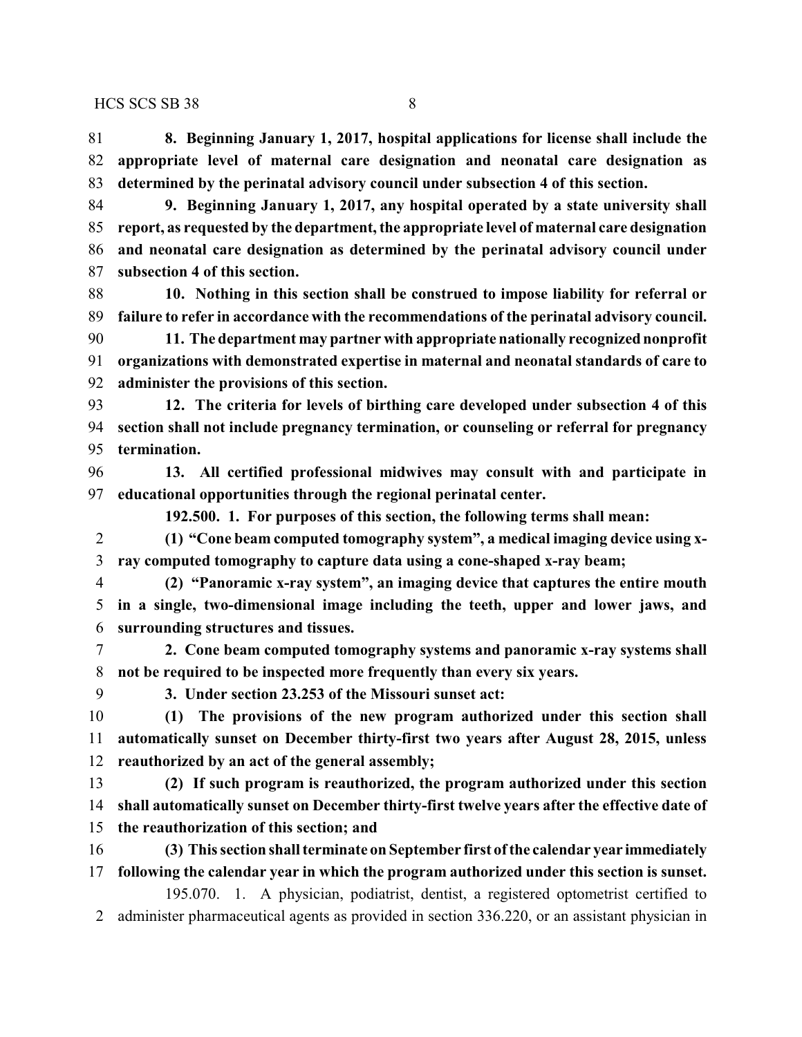**8. Beginning January 1, 2017, hospital applications for license shall include the appropriate level of maternal care designation and neonatal care designation as determined by the perinatal advisory council under subsection 4 of this section.**

**9. Beginning January 1, 2017, any hospital operated by a state university shall report, as requested by the department, the appropriate level of maternal care designation and neonatal care designation as determined by the perinatal advisory council under subsection 4 of this section.**

**10. Nothing in this section shall be construed to impose liability for referral or failure to refer in accordance with the recommendations of the perinatal advisory council.**

**11. The department may partner with appropriate nationally recognized nonprofit organizations with demonstrated expertise in maternal and neonatal standards of care to administer the provisions of this section.**

**12. The criteria for levels of birthing care developed under subsection 4 of this section shall not include pregnancy termination, or counseling or referral for pregnancy termination.**

**13. All certified professional midwives may consult with and participate in educational opportunities through the regional perinatal center.**

**192.500. 1. For purposes of this section, the following terms shall mean:**

**(1) "Cone beam computed tomography system", a medical imaging device using x-ray computed tomography to capture data using a cone-shaped x-ray beam;**

**(2) "Panoramic x-ray system", an imaging device that captures the entire mouth in a single, two-dimensional image including the teeth, upper and lower jaws, and surrounding structures and tissues.**

**2. Cone beam computed tomography systems and panoramic x-ray systems shall not be required to be inspected more frequently than every six years.**

**3. Under section 23.253 of the Missouri sunset act:**

**(1) The provisions of the new program authorized under this section shall automatically sunset on December thirty-first two years after August 28, 2015, unless reauthorized by an act of the general assembly;**

**(2) If such program is reauthorized, the program authorized under this section shall automatically sunset on December thirty-first twelve years after the effective date of the reauthorization of this section; and**

**(3) This section shall terminate on September first of the calendar year immediately following the calendar year in which the program authorized under this section is sunset.**

195.070. 1. A physician, podiatrist, dentist, a registered optometrist certified to administer pharmaceutical agents as provided in section 336.220, or an assistant physician in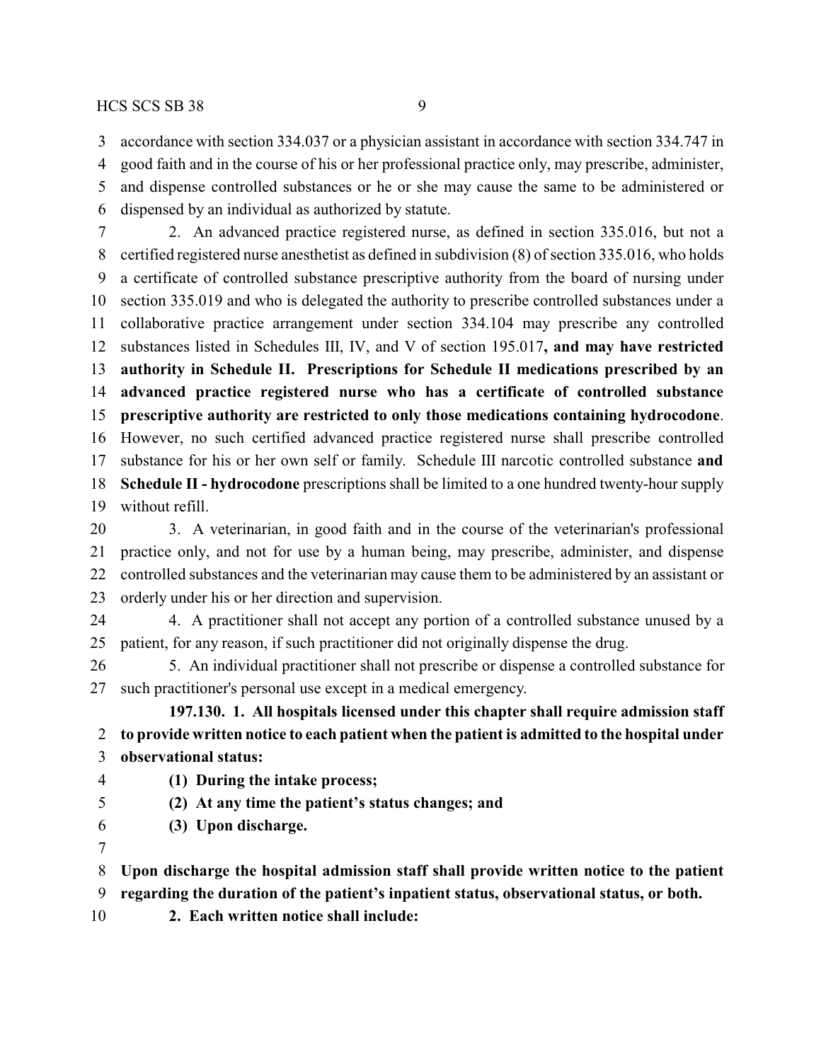accordance with section 334.037 or a physician assistant in accordance with section 334.747 in good faith and in the course of his or her professional practice only, may prescribe, administer, and dispense controlled substances or he or she may cause the same to be administered or dispensed by an individual as authorized by statute.

2. An advanced practice registered nurse, as defined in section 335.016, but not a certified registered nurse anesthetist as defined in subdivision (8) of section 335.016, who holds a certificate of controlled substance prescriptive authority from the board of nursing under section 335.019 and who is delegated the authority to prescribe controlled substances under a collaborative practice arrangement under section 334.104 may prescribe any controlled substances listed in Schedules III, IV, and V of section 195.017**, and may have restricted authority in Schedule II. Prescriptions for Schedule II medications prescribed by an advanced practice registered nurse who has a certificate of controlled substance prescriptive authority are restricted to only those medications containing hydrocodone**. However, no such certified advanced practice registered nurse shall prescribe controlled substance for his or her own self or family. Schedule III narcotic controlled substance **and Schedule II - hydrocodone** prescriptions shall be limited to a one hundred twenty-hour supply without refill.

3. A veterinarian, in good faith and in the course of the veterinarian's professional practice only, and not for use by a human being, may prescribe, administer, and dispense controlled substances and the veterinarian may cause them to be administered by an assistant or orderly under his or her direction and supervision.

4. A practitioner shall not accept any portion of a controlled substance unused by a patient, for any reason, if such practitioner did not originally dispense the drug.

5. An individual practitioner shall not prescribe or dispense a controlled substance for such practitioner's personal use except in a medical emergency.

**197.130. 1. All hospitals licensed under this chapter shall require admission staff to provide written notice to each patient when the patient is admitted to the hospital under observational status:**

**(1) During the intake process;**

**(2) At any time the patient's status changes; and**

**(3) Upon discharge.**

**Upon discharge the hospital admission staff shall provide written notice to the patient regarding the duration of the patient's inpatient status, observational status, or both.**

**2. Each written notice shall include:**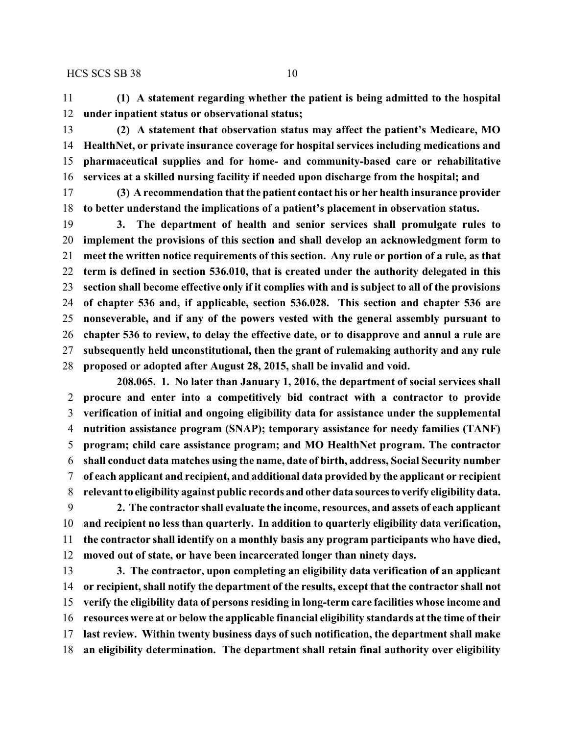**(1) A statement regarding whether the patient is being admitted to the hospital under inpatient status or observational status;**

**(2) A statement that observation status may affect the patient's Medicare, MO HealthNet, or private insurance coverage for hospital services including medications and pharmaceutical supplies and for home- and community-based care or rehabilitative services at a skilled nursing facility if needed upon discharge from the hospital; and**

**(3) A recommendation that the patient contact his or her health insurance provider to better understand the implications of a patient's placement in observation status.**

**3. The department of health and senior services shall promulgate rules to implement the provisions of this section and shall develop an acknowledgment form to meet the written notice requirements of this section. Any rule or portion of a rule, as that term is defined in section 536.010, that is created under the authority delegated in this section shall become effective only if it complies with and is subject to all of the provisions of chapter 536 and, if applicable, section 536.028. This section and chapter 536 are nonseverable, and if any of the powers vested with the general assembly pursuant to chapter 536 to review, to delay the effective date, or to disapprove and annul a rule are subsequently held unconstitutional, then the grant of rulemaking authority and any rule proposed or adopted after August 28, 2015, shall be invalid and void.**

**208.065. 1. No later than January 1, 2016, the department of social services shall procure and enter into a competitively bid contract with a contractor to provide verification of initial and ongoing eligibility data for assistance under the supplemental nutrition assistance program (SNAP); temporary assistance for needy families (TANF) program; child care assistance program; and MO HealthNet program. The contractor shall conduct data matches using the name, date of birth, address, Social Security number of each applicant and recipient, and additional data provided by the applicant or recipient relevant to eligibility against public records and other data sources to verify eligibility data.**

**2. The contractor shall evaluate the income, resources, and assets of each applicant and recipient no less than quarterly. In addition to quarterly eligibility data verification, the contractor shall identify on a monthly basis any program participants who have died, moved out of state, or have been incarcerated longer than ninety days.**

**3. The contractor, upon completing an eligibility data verification of an applicant or recipient, shall notify the department of the results, except that the contractor shall not verify the eligibility data of persons residing in long-term care facilities whose income and resources were at or below the applicable financial eligibility standards at the time of their last review. Within twenty business days of such notification, the department shall make an eligibility determination. The department shall retain final authority over eligibility**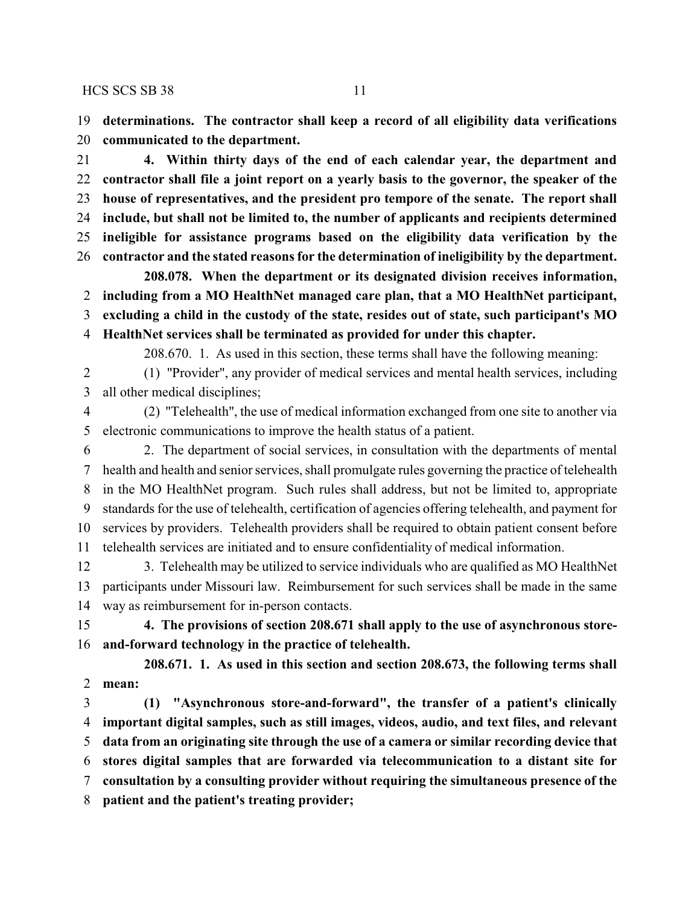**determinations. The contractor shall keep a record of all eligibility data verifications communicated to the department.**

**4. Within thirty days of the end of each calendar year, the department and contractor shall file a joint report on a yearly basis to the governor, the speaker of the house of representatives, and the president pro tempore of the senate. The report shall include, but shall not be limited to, the number of applicants and recipients determined ineligible for assistance programs based on the eligibility data verification by the contractor and the stated reasons for the determination of ineligibility by the department.**

**208.078. When the department or its designated division receives information, including from a MO HealthNet managed care plan, that a MO HealthNet participant, excluding a child in the custody of the state, resides out of state, such participant's MO HealthNet services shall be terminated as provided for under this chapter.**

208.670. 1. As used in this section, these terms shall have the following meaning:

(1) "Provider", any provider of medical services and mental health services, including all other medical disciplines;

(2) "Telehealth", the use of medical information exchanged from one site to another via electronic communications to improve the health status of a patient.

2. The department of social services, in consultation with the departments of mental health and health and senior services, shall promulgate rules governing the practice of telehealth in the MO HealthNet program. Such rules shall address, but not be limited to, appropriate standards for the use of telehealth, certification of agencies offering telehealth, and payment for services by providers. Telehealth providers shall be required to obtain patient consent before telehealth services are initiated and to ensure confidentiality of medical information.

3. Telehealth may be utilized to service individuals who are qualified as MO HealthNet participants under Missouri law. Reimbursement for such services shall be made in the same way as reimbursement for in-person contacts.

**4. The provisions of section 208.671 shall apply to the use of asynchronous store-and-forward technology in the practice of telehealth.**

**208.671. 1. As used in this section and section 208.673, the following terms shall mean:**

**(1) "Asynchronous store-and-forward", the transfer of a patient's clinically important digital samples, such as still images, videos, audio, and text files, and relevant data from an originating site through the use of a camera or similar recording device that stores digital samples that are forwarded via telecommunication to a distant site for consultation by a consulting provider without requiring the simultaneous presence of the patient and the patient's treating provider;**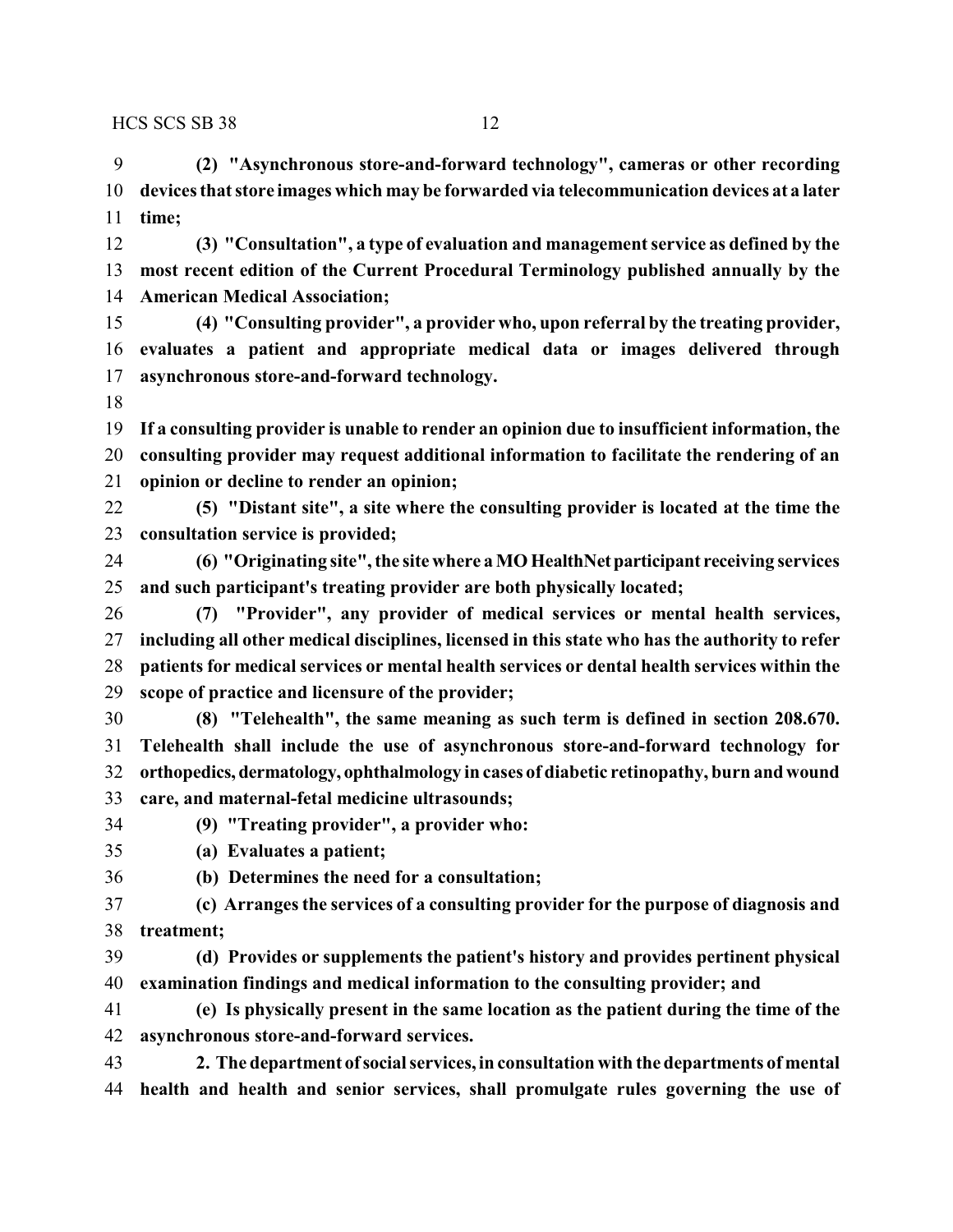**(2) "Asynchronous store-and-forward technology", cameras or other recording devices that store images which may be forwarded via telecommunication devices at a later time;**

**(3) "Consultation", a type of evaluation and management service as defined by the most recent edition of the Current Procedural Terminology published annually by the American Medical Association;**

**(4) "Consulting provider", a provider who, upon referral by the treating provider, evaluates a patient and appropriate medical data or images delivered through asynchronous store-and-forward technology.**

**If a consulting provider is unable to render an opinion due to insufficient information, the consulting provider may request additional information to facilitate the rendering of an opinion or decline to render an opinion;**

**(5) "Distant site", a site where the consulting provider is located at the time the consultation service is provided;**

**(6) "Originating site", the site where a MO HealthNet participant receiving services and such participant's treating provider are both physically located;**

**(7) "Provider", any provider of medical services or mental health services, including all other medical disciplines, licensed in this state who has the authority to refer patients for medical services or mental health services or dental health services within the scope of practice and licensure of the provider;**

**(8) "Telehealth", the same meaning as such term is defined in section 208.670. Telehealth shall include the use of asynchronous store-and-forward technology for orthopedics, dermatology, ophthalmology in cases of diabetic retinopathy, burn and wound care, and maternal-fetal medicine ultrasounds;**

**(9) "Treating provider", a provider who:**

**(a) Evaluates a patient;**

**(b) Determines the need for a consultation;**

**(c) Arranges the services of a consulting provider for the purpose of diagnosis and treatment;**

**(d) Provides or supplements the patient's history and provides pertinent physical examination findings and medical information to the consulting provider; and**

**(e) Is physically present in the same location as the patient during the time of the asynchronous store-and-forward services.**

**2. The department of social services, in consultation with the departments of mental health and health and senior services, shall promulgate rules governing the use of**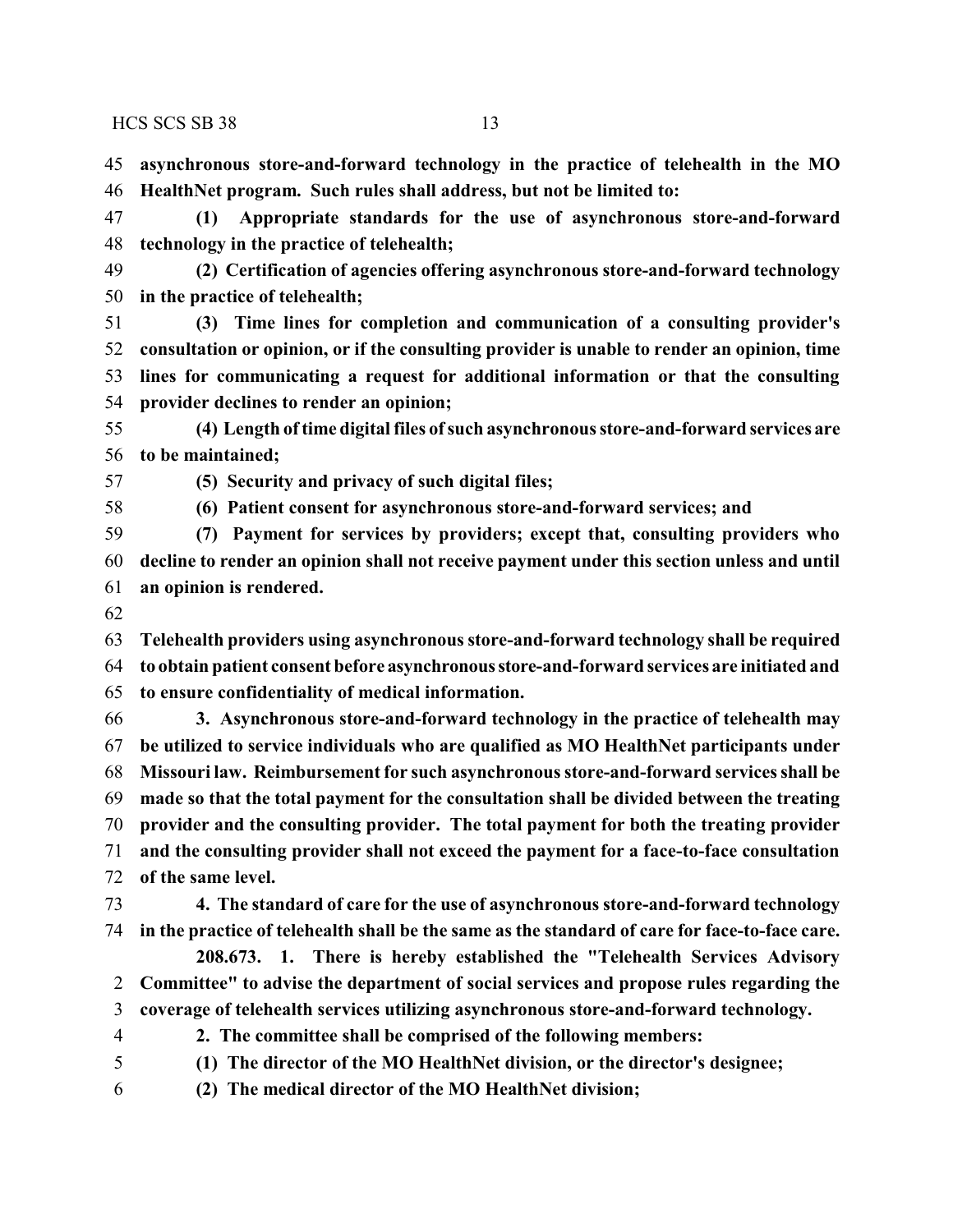**asynchronous store-and-forward technology in the practice of telehealth in the MO HealthNet program. Such rules shall address, but not be limited to:**

**(1) Appropriate standards for the use of asynchronous store-and-forward technology in the practice of telehealth;**

**(2) Certification of agencies offering asynchronous store-and-forward technology in the practice of telehealth;**

**(3) Time lines for completion and communication of a consulting provider's consultation or opinion, or if the consulting provider is unable to render an opinion, time lines for communicating a request for additional information or that the consulting provider declines to render an opinion;**

**(4) Length of time digital files of such asynchronous store-and-forward services are to be maintained;**

**(5) Security and privacy of such digital files;**

**(6) Patient consent for asynchronous store-and-forward services; and**

**(7) Payment for services by providers; except that, consulting providers who decline to render an opinion shall not receive payment under this section unless and until an opinion is rendered.**

**Telehealth providers using asynchronous store-and-forward technology shall be required to obtain patient consent before asynchronous store-and-forward services are initiated and to ensure confidentiality of medical information.**

**3. Asynchronous store-and-forward technology in the practice of telehealth may be utilized to service individuals who are qualified as MO HealthNet participants under Missouri law. Reimbursement for such asynchronous store-and-forward services shall be made so that the total payment for the consultation shall be divided between the treating provider and the consulting provider. The total payment for both the treating provider and the consulting provider shall not exceed the payment for a face-to-face consultation of the same level.**

**4. The standard of care for the use of asynchronous store-and-forward technology in the practice of telehealth shall be the same as the standard of care for face-to-face care.**

**208.673. 1. There is hereby established the "Telehealth Services Advisory Committee" to advise the department of social services and propose rules regarding the coverage of telehealth services utilizing asynchronous store-and-forward technology.**

**2. The committee shall be comprised of the following members:**

**(1) The director of the MO HealthNet division, or the director's designee;**

**(2) The medical director of the MO HealthNet division;**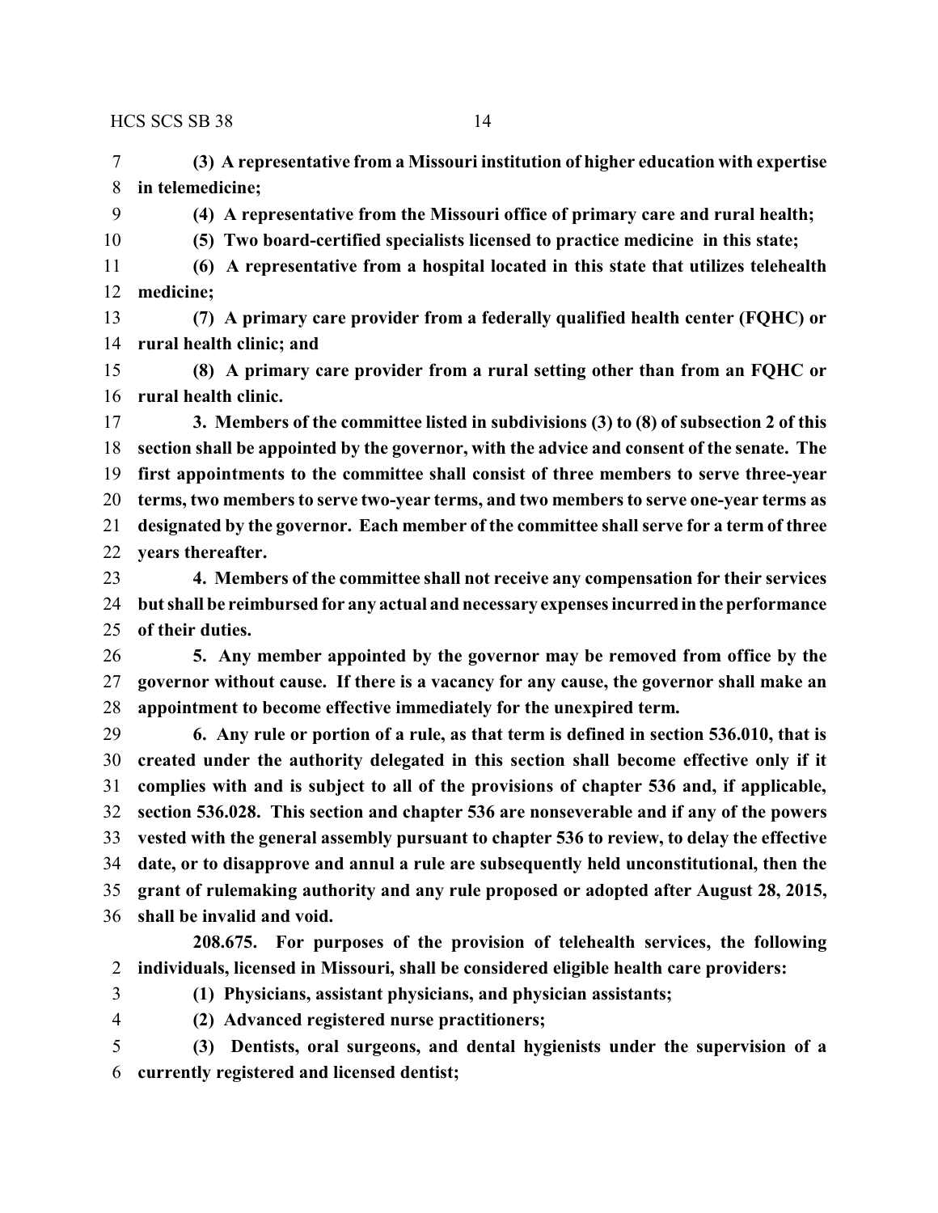**(3) A representative from a Missouri institution of higher education with expertise in telemedicine;**

**(4) A representative from the Missouri office of primary care and rural health;**

**(5) Two board-certified specialists licensed to practice medicine in this state;**

**(6) A representative from a hospital located in this state that utilizes telehealth medicine;**

**(7) A primary care provider from a federally qualified health center (FQHC) or rural health clinic; and**

**(8) A primary care provider from a rural setting other than from an FQHC or rural health clinic.**

**3. Members of the committee listed in subdivisions (3) to (8) of subsection 2 of this section shall be appointed by the governor, with the advice and consent of the senate. The first appointments to the committee shall consist of three members to serve three-year terms, two members to serve two-year terms, and two members to serve one-year terms as designated by the governor. Each member of the committee shall serve for a term of three years thereafter.**

**4. Members of the committee shall not receive any compensation for their services but shall be reimbursed for any actual and necessary expenses incurred in the performance of their duties.**

**5. Any member appointed by the governor may be removed from office by the governor without cause. If there is a vacancy for any cause, the governor shall make an appointment to become effective immediately for the unexpired term.**

**6. Any rule or portion of a rule, as that term is defined in section 536.010, that is created under the authority delegated in this section shall become effective only if it complies with and is subject to all of the provisions of chapter 536 and, if applicable, section 536.028. This section and chapter 536 are nonseverable and if any of the powers vested with the general assembly pursuant to chapter 536 to review, to delay the effective date, or to disapprove and annul a rule are subsequently held unconstitutional, then the grant of rulemaking authority and any rule proposed or adopted after August 28, 2015, shall be invalid and void.**

**208.675. For purposes of the provision of telehealth services, the following individuals, licensed in Missouri, shall be considered eligible health care providers:**

**(1) Physicians, assistant physicians, and physician assistants;**

**(2) Advanced registered nurse practitioners;**

**(3) Dentists, oral surgeons, and dental hygienists under the supervision of a currently registered and licensed dentist;**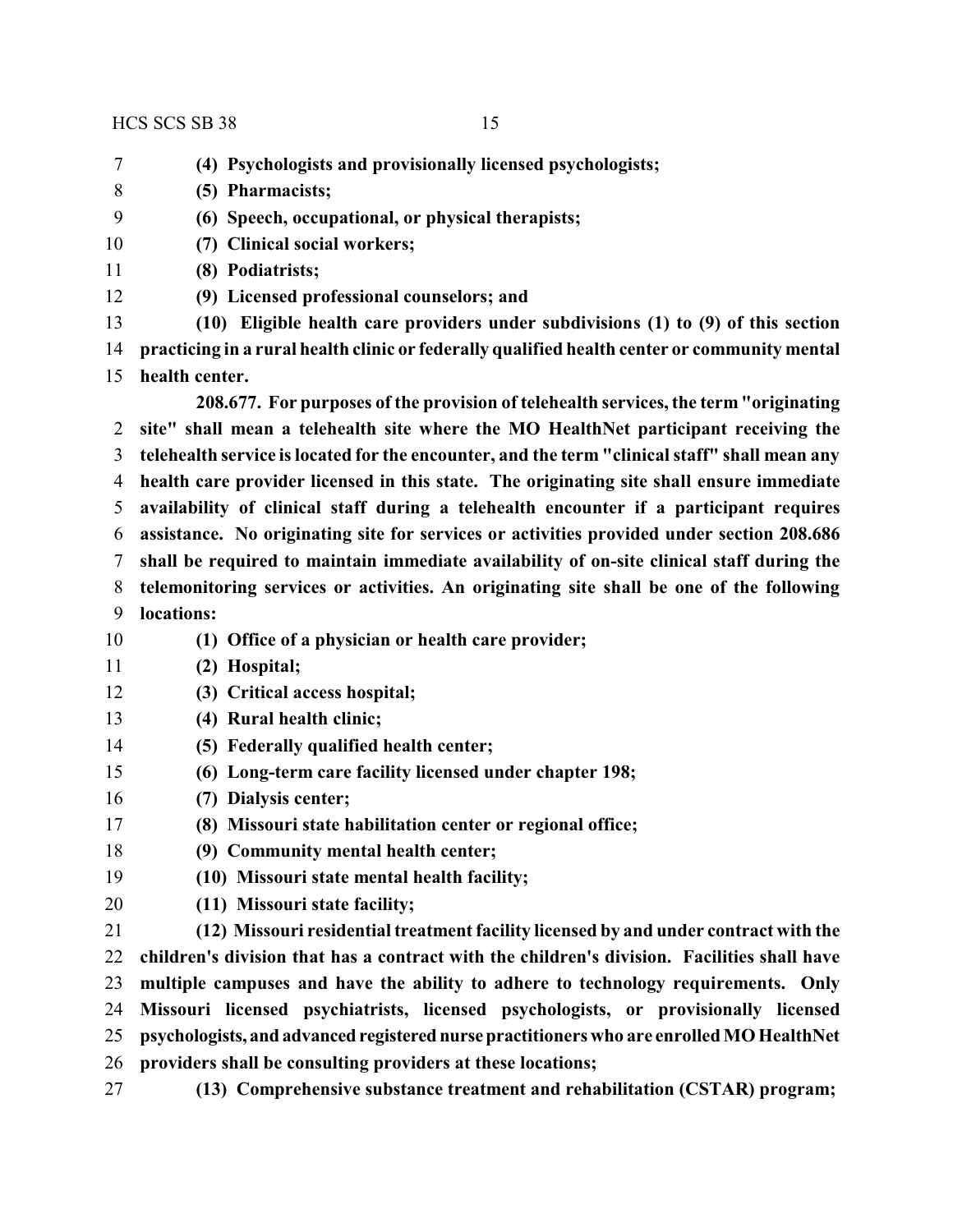**(4) Psychologists and provisionally licensed psychologists;**

**(5) Pharmacists;**

**(6) Speech, occupational, or physical therapists;**

**(7) Clinical social workers;**

**(8) Podiatrists;**

**(9) Licensed professional counselors; and**

**(10) Eligible health care providers under subdivisions (1) to (9) of this section practicing in a rural health clinic or federally qualified health center or community mental health center.**

**208.677. For purposes of the provision of telehealth services, the term "originating site" shall mean a telehealth site where the MO HealthNet participant receiving the telehealth service is located for the encounter, and the term "clinical staff" shall mean any health care provider licensed in this state. The originating site shall ensure immediate availability of clinical staff during a telehealth encounter if a participant requires assistance. No originating site for services or activities provided under section 208.686 shall be required to maintain immediate availability of on-site clinical staff during the telemonitoring services or activities. An originating site shall be one of the following locations:**

**(1) Office of a physician or health care provider;**

**(2) Hospital;**

**(3) Critical access hospital;**

**(4) Rural health clinic;**

**(5) Federally qualified health center;**

**(6) Long-term care facility licensed under chapter 198;**

**(7) Dialysis center;**

**(8) Missouri state habilitation center or regional office;**

**(9) Community mental health center;**

**(10) Missouri state mental health facility;**

**(11) Missouri state facility;**

**(12) Missouri residential treatment facility licensed by and under contract with the children's division that has a contract with the children's division. Facilities shall have multiple campuses and have the ability to adhere to technology requirements. Only Missouri licensed psychiatrists, licensed psychologists, or provisionally licensed psychologists, and advanced registered nurse practitioners who are enrolled MO HealthNet providers shall be consulting providers at these locations;**

**(13) Comprehensive substance treatment and rehabilitation (CSTAR) program;**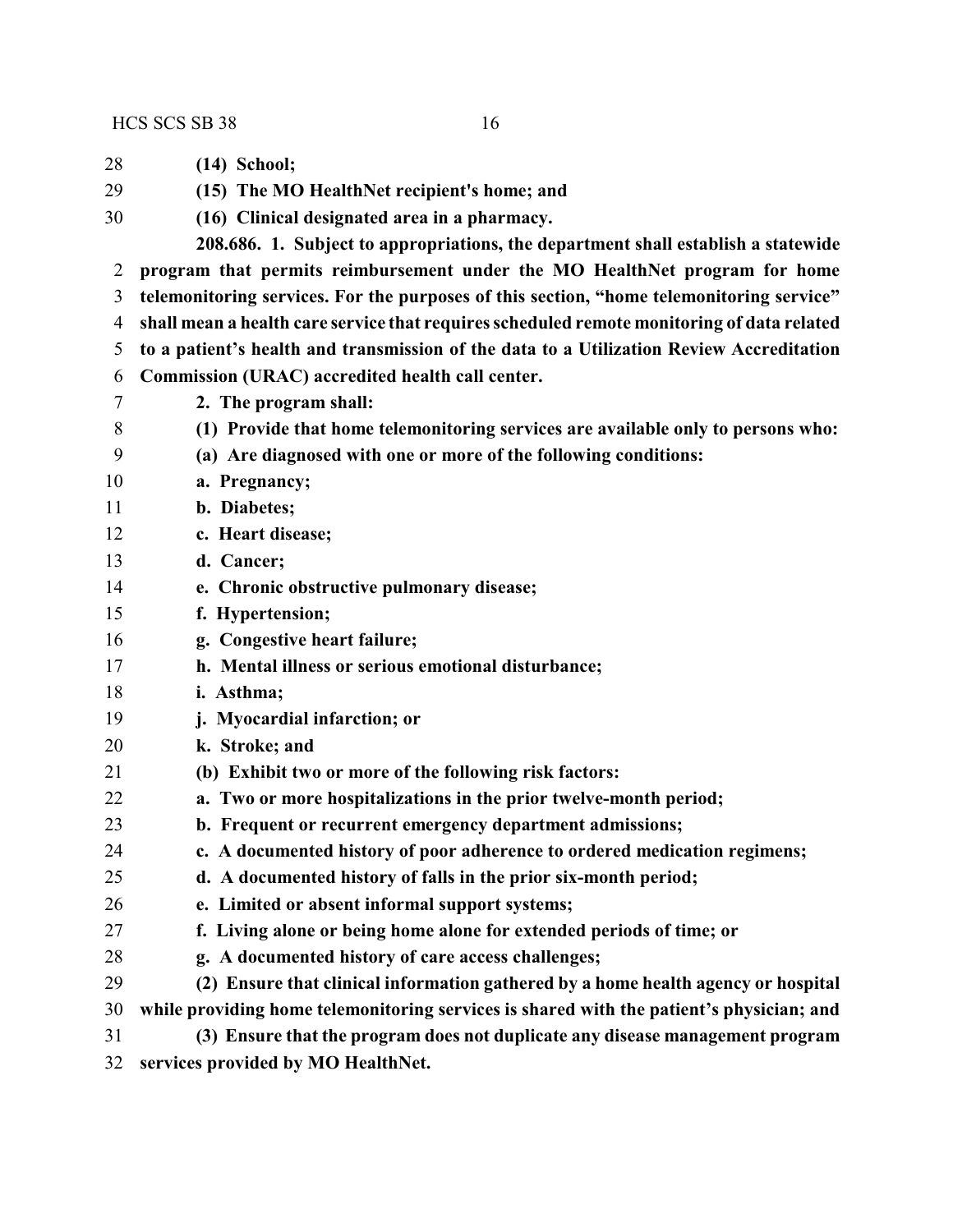**(14) School;**

**(15) The MO HealthNet recipient's home; and**

**(16) Clinical designated area in a pharmacy.**

**208.686. 1. Subject to appropriations, the department shall establish a statewide program that permits reimbursement under the MO HealthNet program for home telemonitoring services. For the purposes of this section, "home telemonitoring service" shall mean a health care service that requires scheduled remote monitoring of data related to a patient's health and transmission of the data to a Utilization Review Accreditation Commission (URAC) accredited health call center.**

**2. The program shall:**

**(1) Provide that home telemonitoring services are available only to persons who:**

**(a) Are diagnosed with one or more of the following conditions:**

**a. Pregnancy;**

**b. Diabetes;**

**c. Heart disease;**

**d. Cancer;**

**e. Chronic obstructive pulmonary disease;**

**f. Hypertension;**

**g. Congestive heart failure;**

**h. Mental illness or serious emotional disturbance;**

**i. Asthma;**

**j. Myocardial infarction; or**

**k. Stroke; and**

**(b) Exhibit two or more of the following risk factors:**

**a. Two or more hospitalizations in the prior twelve-month period;**

**b. Frequent or recurrent emergency department admissions;**

**c. A documented history of poor adherence to ordered medication regimens;**

**d. A documented history of falls in the prior six-month period;**

**e. Limited or absent informal support systems;**

**f. Living alone or being home alone for extended periods of time; or**

**g. A documented history of care access challenges;**

**(2) Ensure that clinical information gathered by a home health agency or hospital while providing home telemonitoring services is shared with the patient's physician; and**

**(3) Ensure that the program does not duplicate any disease management program services provided by MO HealthNet.**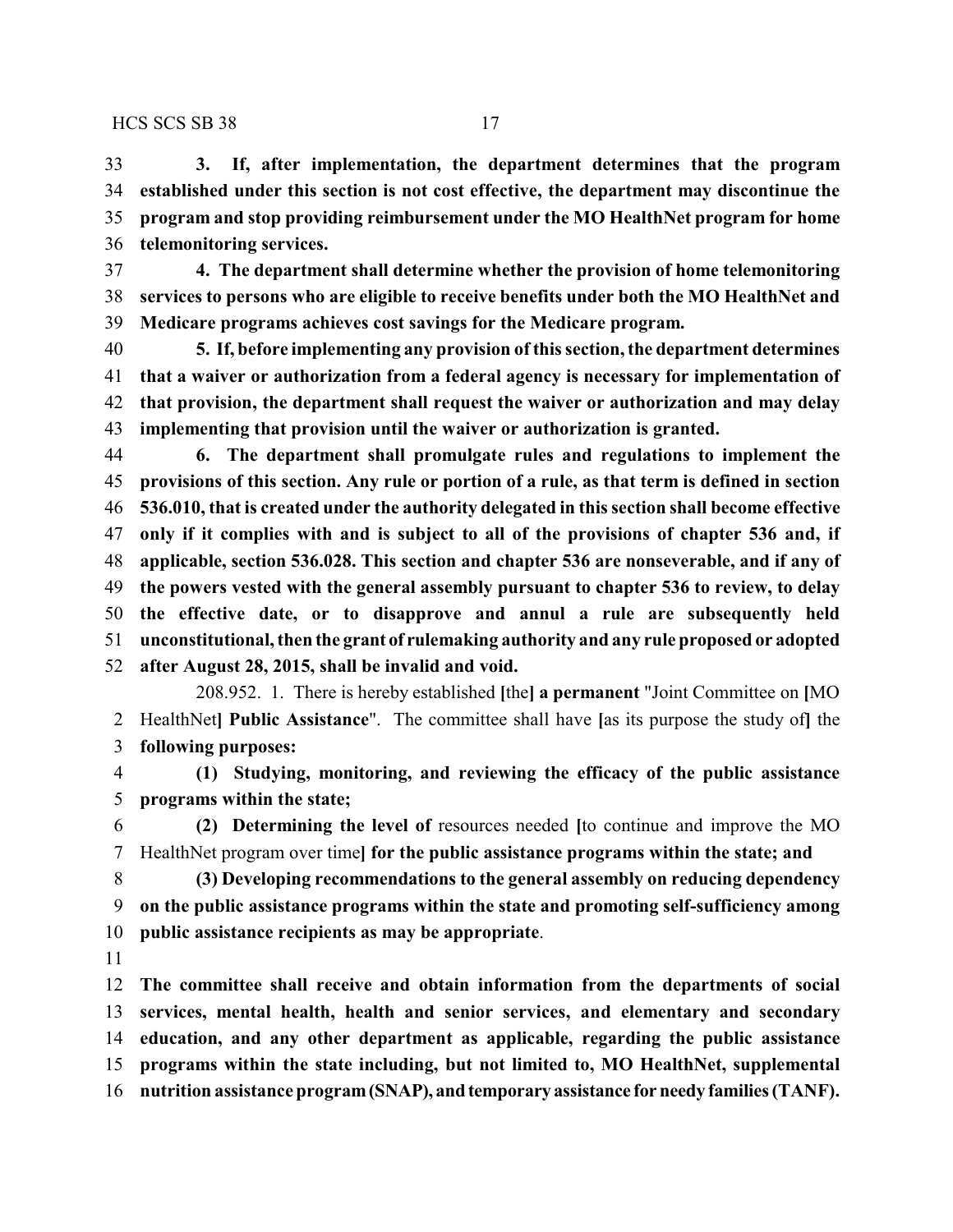**3. If, after implementation, the department determines that the program established under this section is not cost effective, the department may discontinue the program and stop providing reimbursement under the MO HealthNet program for home telemonitoring services.**

**4. The department shall determine whether the provision of home telemonitoring services to persons who are eligible to receive benefits under both the MO HealthNet and Medicare programs achieves cost savings for the Medicare program.**

**5. If, before implementing any provision of this section, the department determines that a waiver or authorization from a federal agency is necessary for implementation of that provision, the department shall request the waiver or authorization and may delay implementing that provision until the waiver or authorization is granted.**

**6. The department shall promulgate rules and regulations to implement the provisions of this section. Any rule or portion of a rule, as that term is defined in section 536.010, that is created under the authority delegated in this section shall become effective only if it complies with and is subject to all of the provisions of chapter 536 and, if applicable, section 536.028. This section and chapter 536 are nonseverable, and if any of the powers vested with the general assembly pursuant to chapter 536 to review, to delay the effective date, or to disapprove and annul a rule are subsequently held unconstitutional, then the grant of rulemaking authority and any rule proposed or adopted after August 28, 2015, shall be invalid and void.**

208.952. 1. There is hereby established **[**the**] a permanent** "Joint Committee on **[**MO HealthNet**] Public Assistance**". The committee shall have **[**as its purpose the study of**]** the **following purposes:**

**(1) Studying, monitoring, and reviewing the efficacy of the public assistance programs within the state;**

**(2) Determining the level of** resources needed **[**to continue and improve the MO HealthNet program over time**] for the public assistance programs within the state; and**

**(3) Developing recommendations to the general assembly on reducing dependency on the public assistance programs within the state and promoting self-sufficiency among public assistance recipients as may be appropriate**.

**The committee shall receive and obtain information from the departments of social services, mental health, health and senior services, and elementary and secondary education, and any other department as applicable, regarding the public assistance programs within the state including, but not limited to, MO HealthNet, supplemental nutrition assistance program (SNAP), and temporary assistance for needy families (TANF).**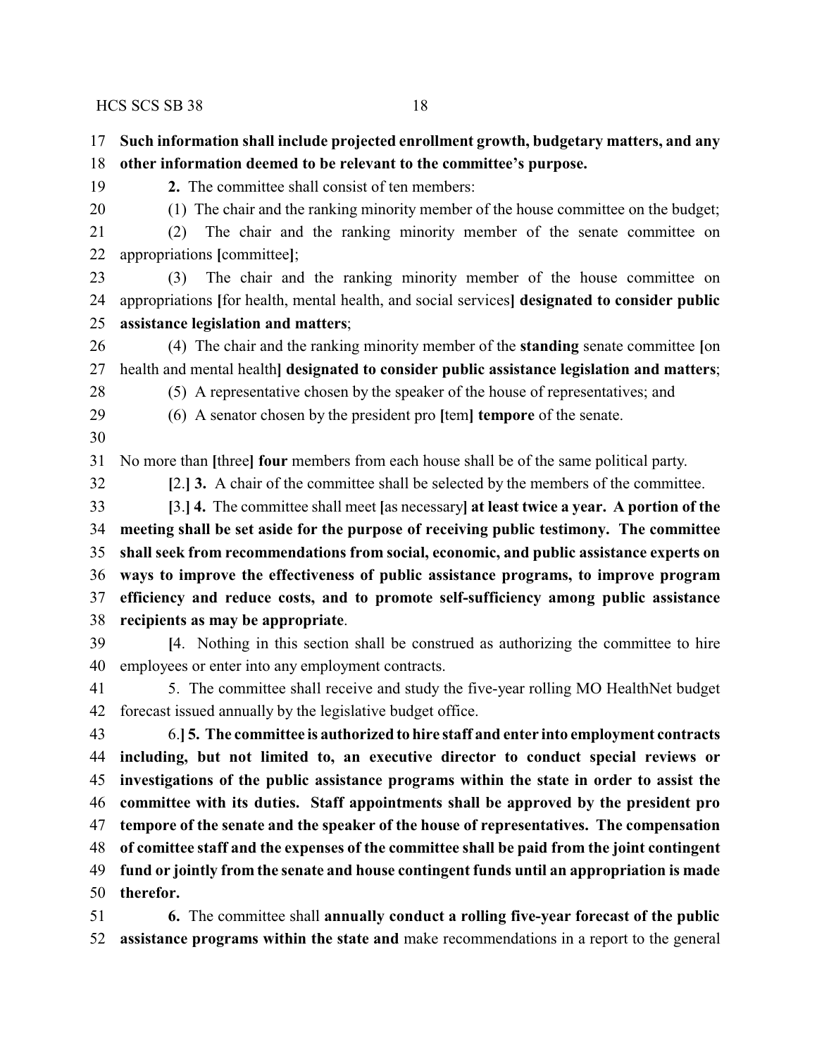**Such information shall include projected enrollment growth, budgetary matters, and any other information deemed to be relevant to the committee's purpose.**

**2.** The committee shall consist of ten members:

(1) The chair and the ranking minority member of the house committee on the budget;

(2) The chair and the ranking minority member of the senate committee on appropriations [committee];

(3) The chair and the ranking minority member of the house committee on appropriations [for health, mental health, and social services] **designated to consider public assistance legislation and matters**;

(4) The chair and the ranking minority member of the **standing** senate committee [on health and mental health] **designated to consider public assistance legislation and matters**;

(5) A representative chosen by the speaker of the house of representatives; and

(6) A senator chosen by the president pro [tem] **tempore** of the senate.

No more than [three] **four** members from each house shall be of the same political party.

[2.] **3.** A chair of the committee shall be selected by the members of the committee.

[3.] **4.** The committee shall meet [as necessary] **at least twice a year. A portion of the meeting shall be set aside for the purpose of receiving public testimony. The committee shall seek from recommendations from social, economic, and public assistance experts on ways to improve the effectiveness of public assistance programs, to improve program efficiency and reduce costs, and to promote self-sufficiency among public assistance recipients as may be appropriate**.

[4. Nothing in this section shall be construed as authorizing the committee to hire employees or enter into any employment contracts.

5. The committee shall receive and study the five-year rolling MO HealthNet budget forecast issued annually by the legislative budget office.

6.] **5. The committee is authorized to hire staff and enter into employment contracts including, but not limited to, an executive director to conduct special reviews or investigations of the public assistance programs within the state in order to assist the committee with its duties. Staff appointments shall be approved by the president pro tempore of the senate and the speaker of the house of representatives. The compensation of comittee staff and the expenses of the committee shall be paid from the joint contingent fund or jointly from the senate and house contingent funds until an appropriation is made therefor.**

**6.** The committee shall **annually conduct a rolling five-year forecast of the public assistance programs within the state and** make recommendations in a report to the general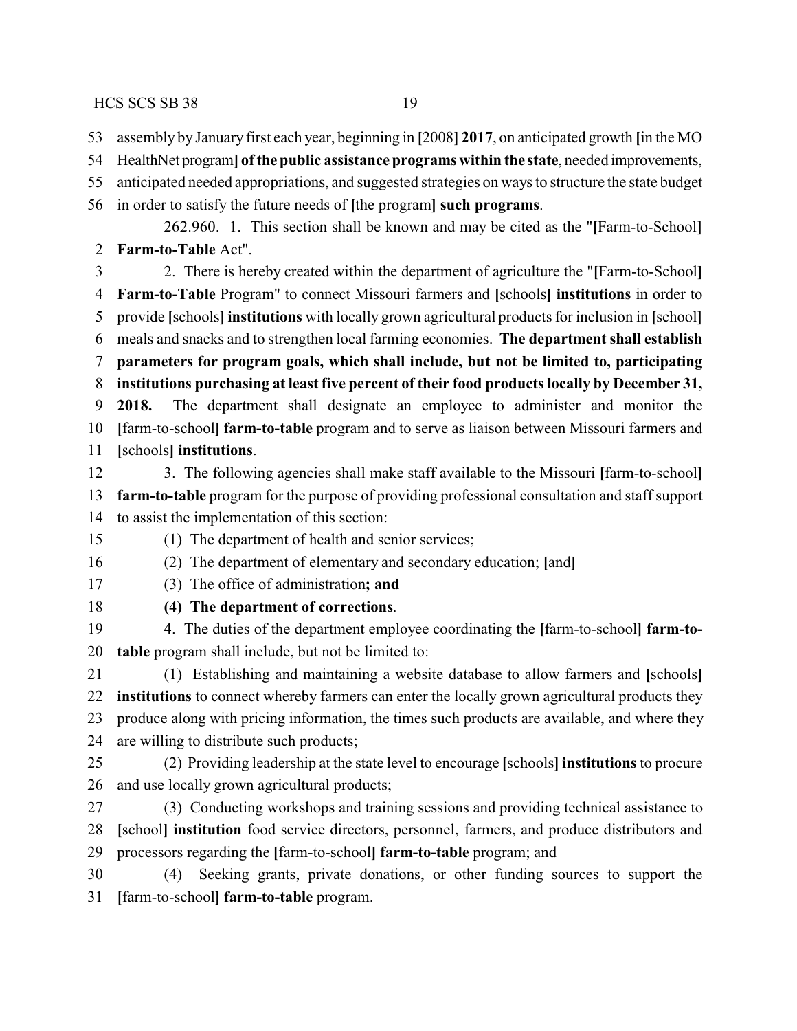53 assembly by January first each year, beginning in [2008] **2017**, on anticipated growth [in the MO
54 HealthNet program] **of the public assistance programs within the state**, needed improvements,
55 anticipated needed appropriations, and suggested strategies on ways to structure the state budget
56 in order to satisfy the future needs of [the program] **such programs**.

262.960. 1. This section shall be known and may be cited as the "[Farm-to-School]
2 **Farm-to-Table** Act".

3 2. There is hereby created within the department of agriculture the "[Farm-to-School]
4 **Farm-to-Table** Program" to connect Missouri farmers and [schools] **institutions** in order to
5 provide [schools] **institutions** with locally grown agricultural products for inclusion in [school]
6 meals and snacks and to strengthen local farming economies. **The department shall establish**
7 **parameters for program goals, which shall include, but not be limited to, participating**
8 **institutions purchasing at least five percent of their food products locally by December 31,**
9 **2018.** The department shall designate an employee to administer and monitor the
10 [farm-to-school] **farm-to-table** program and to serve as liaison between Missouri farmers and
11 [schools] **institutions**.

12 3. The following agencies shall make staff available to the Missouri [farm-to-school]
13 **farm-to-table** program for the purpose of providing professional consultation and staff support
14 to assist the implementation of this section:

15 (1) The department of health and senior services;

16 (2) The department of elementary and secondary education; [and]

17 (3) The office of administration**; and**

18 **(4) The department of corrections**.

19 4. The duties of the department employee coordinating the [farm-to-school] **farm-to-**
20 **table** program shall include, but not be limited to:

21 (1) Establishing and maintaining a website database to allow farmers and [schools]
22 **institutions** to connect whereby farmers can enter the locally grown agricultural products they
23 produce along with pricing information, the times such products are available, and where they
24 are willing to distribute such products;

25 (2) Providing leadership at the state level to encourage [schools] **institutions** to procure
26 and use locally grown agricultural products;

27 (3) Conducting workshops and training sessions and providing technical assistance to
28 [school] **institution** food service directors, personnel, farmers, and produce distributors and
29 processors regarding the [farm-to-school] **farm-to-table** program; and

30 (4) Seeking grants, private donations, or other funding sources to support the
31 [farm-to-school] **farm-to-table** program.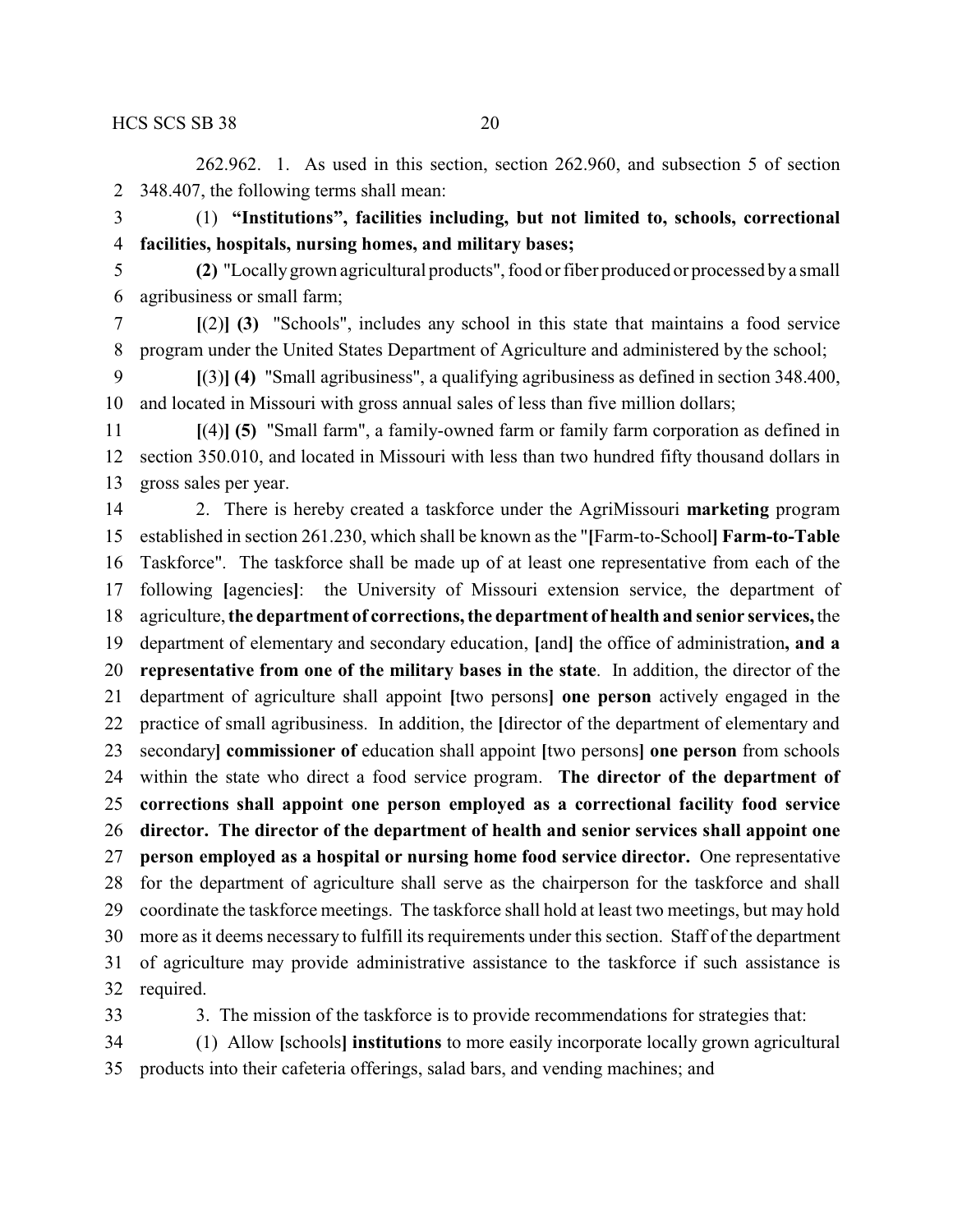262.962. 1. As used in this section, section 262.960, and subsection 5 of section 348.407, the following terms shall mean:

(1) **"Institutions", facilities including, but not limited to, schools, correctional facilities, hospitals, nursing homes, and military bases;**

**(2)** "Locally grown agricultural products", food or fiber produced or processed by a small agribusiness or small farm;

**[**(2)**] (3)** "Schools", includes any school in this state that maintains a food service program under the United States Department of Agriculture and administered by the school;

**[**(3)**] (4)** "Small agribusiness", a qualifying agribusiness as defined in section 348.400, and located in Missouri with gross annual sales of less than five million dollars;

**[**(4)**] (5)** "Small farm", a family-owned farm or family farm corporation as defined in section 350.010, and located in Missouri with less than two hundred fifty thousand dollars in gross sales per year.

2. There is hereby created a taskforce under the AgriMissouri **marketing** program established in section 261.230, which shall be known as the "**[**Farm-to-School**] Farm-to-Table** Taskforce". The taskforce shall be made up of at least one representative from each of the following **[**agencies**]**: the University of Missouri extension service, the department of agriculture, **the department of corrections, the department of health and senior services,** the department of elementary and secondary education, **[**and**]** the office of administration**, and a representative from one of the military bases in the state**. In addition, the director of the department of agriculture shall appoint **[**two persons**] one person** actively engaged in the practice of small agribusiness. In addition, the **[**director of the department of elementary and secondary**] commissioner of** education shall appoint **[**two persons**] one person** from schools within the state who direct a food service program. **The director of the department of corrections shall appoint one person employed as a correctional facility food service director. The director of the department of health and senior services shall appoint one person employed as a hospital or nursing home food service director.** One representative for the department of agriculture shall serve as the chairperson for the taskforce and shall coordinate the taskforce meetings. The taskforce shall hold at least two meetings, but may hold more as it deems necessary to fulfill its requirements under this section. Staff of the department of agriculture may provide administrative assistance to the taskforce if such assistance is required.

3. The mission of the taskforce is to provide recommendations for strategies that:

(1) Allow **[**schools**] institutions** to more easily incorporate locally grown agricultural products into their cafeteria offerings, salad bars, and vending machines; and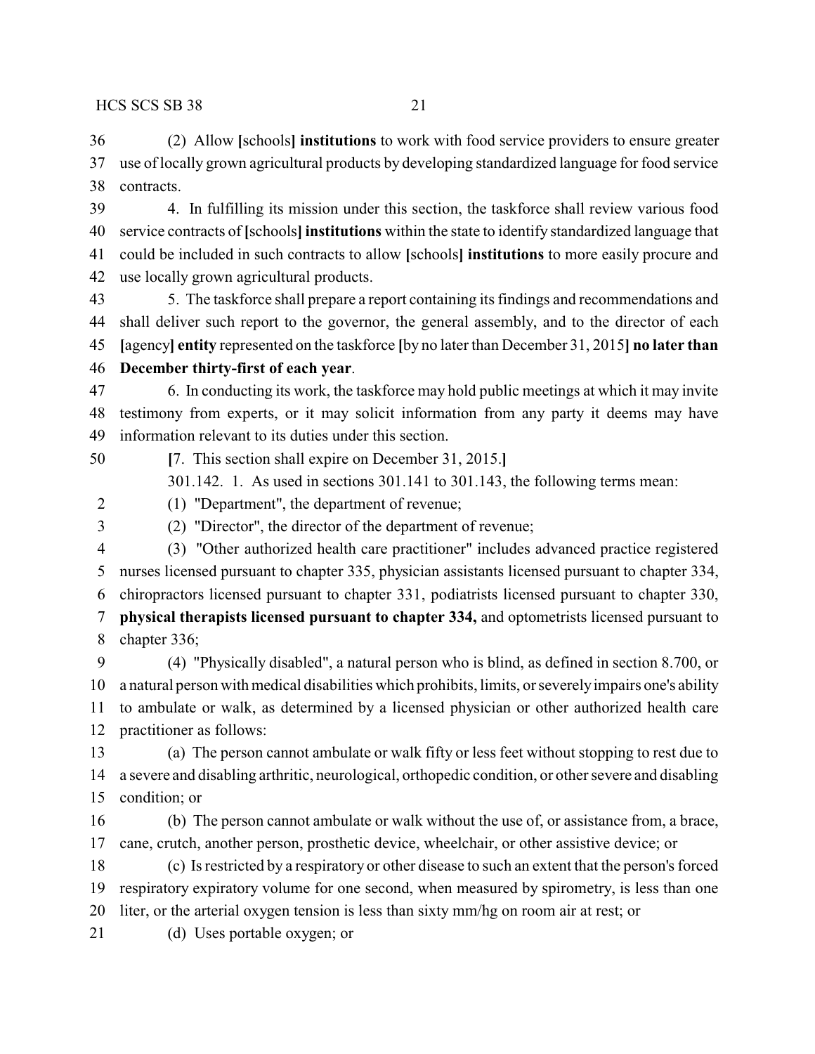(2) Allow **[**schools**]** **institutions** to work with food service providers to ensure greater use of locally grown agricultural products by developing standardized language for food service contracts.

4. In fulfilling its mission under this section, the taskforce shall review various food service contracts of **[**schools**]** **institutions** within the state to identify standardized language that could be included in such contracts to allow **[**schools**]** **institutions** to more easily procure and use locally grown agricultural products.

5. The taskforce shall prepare a report containing its findings and recommendations and shall deliver such report to the governor, the general assembly, and to the director of each **[**agency**]** **entity** represented on the taskforce **[**by no later than December 31, 2015**]** **no later than December thirty-first of each year**.

6. In conducting its work, the taskforce may hold public meetings at which it may invite testimony from experts, or it may solicit information from any party it deems may have information relevant to its duties under this section.

**[**7. This section shall expire on December 31, 2015.**]**

301.142. 1. As used in sections 301.141 to 301.143, the following terms mean:

(1) "Department", the department of revenue;

(2) "Director", the director of the department of revenue;

(3) "Other authorized health care practitioner" includes advanced practice registered nurses licensed pursuant to chapter 335, physician assistants licensed pursuant to chapter 334, chiropractors licensed pursuant to chapter 331, podiatrists licensed pursuant to chapter 330, **physical therapists licensed pursuant to chapter 334,** and optometrists licensed pursuant to chapter 336;

(4) "Physically disabled", a natural person who is blind, as defined in section 8.700, or a natural person with medical disabilities which prohibits, limits, or severely impairs one's ability to ambulate or walk, as determined by a licensed physician or other authorized health care practitioner as follows:

(a) The person cannot ambulate or walk fifty or less feet without stopping to rest due to a severe and disabling arthritic, neurological, orthopedic condition, or other severe and disabling condition; or

(b) The person cannot ambulate or walk without the use of, or assistance from, a brace, cane, crutch, another person, prosthetic device, wheelchair, or other assistive device; or

(c) Is restricted by a respiratory or other disease to such an extent that the person's forced respiratory expiratory volume for one second, when measured by spirometry, is less than one liter, or the arterial oxygen tension is less than sixty mm/hg on room air at rest; or

(d) Uses portable oxygen; or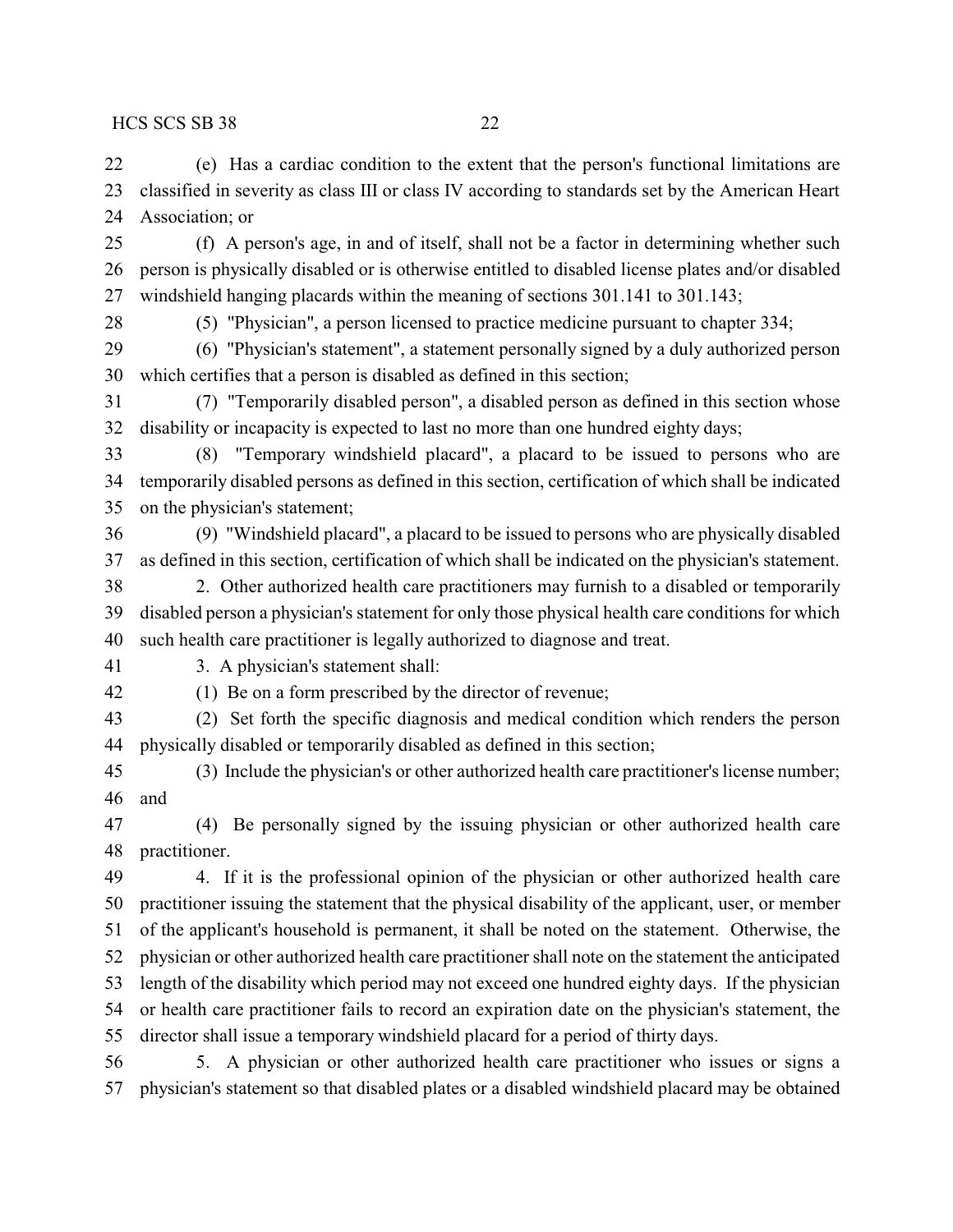(e) Has a cardiac condition to the extent that the person's functional limitations are classified in severity as class III or class IV according to standards set by the American Heart Association; or

(f) A person's age, in and of itself, shall not be a factor in determining whether such person is physically disabled or is otherwise entitled to disabled license plates and/or disabled windshield hanging placards within the meaning of sections 301.141 to 301.143;

(5) "Physician", a person licensed to practice medicine pursuant to chapter 334;

(6) "Physician's statement", a statement personally signed by a duly authorized person which certifies that a person is disabled as defined in this section;

(7) "Temporarily disabled person", a disabled person as defined in this section whose disability or incapacity is expected to last no more than one hundred eighty days;

(8) "Temporary windshield placard", a placard to be issued to persons who are temporarily disabled persons as defined in this section, certification of which shall be indicated on the physician's statement;

(9) "Windshield placard", a placard to be issued to persons who are physically disabled as defined in this section, certification of which shall be indicated on the physician's statement.

2. Other authorized health care practitioners may furnish to a disabled or temporarily disabled person a physician's statement for only those physical health care conditions for which such health care practitioner is legally authorized to diagnose and treat.

3. A physician's statement shall:

(1) Be on a form prescribed by the director of revenue;

(2) Set forth the specific diagnosis and medical condition which renders the person physically disabled or temporarily disabled as defined in this section;

(3) Include the physician's or other authorized health care practitioner's license number; and

(4) Be personally signed by the issuing physician or other authorized health care practitioner.

4. If it is the professional opinion of the physician or other authorized health care practitioner issuing the statement that the physical disability of the applicant, user, or member of the applicant's household is permanent, it shall be noted on the statement. Otherwise, the physician or other authorized health care practitioner shall note on the statement the anticipated length of the disability which period may not exceed one hundred eighty days. If the physician or health care practitioner fails to record an expiration date on the physician's statement, the director shall issue a temporary windshield placard for a period of thirty days.

5. A physician or other authorized health care practitioner who issues or signs a physician's statement so that disabled plates or a disabled windshield placard may be obtained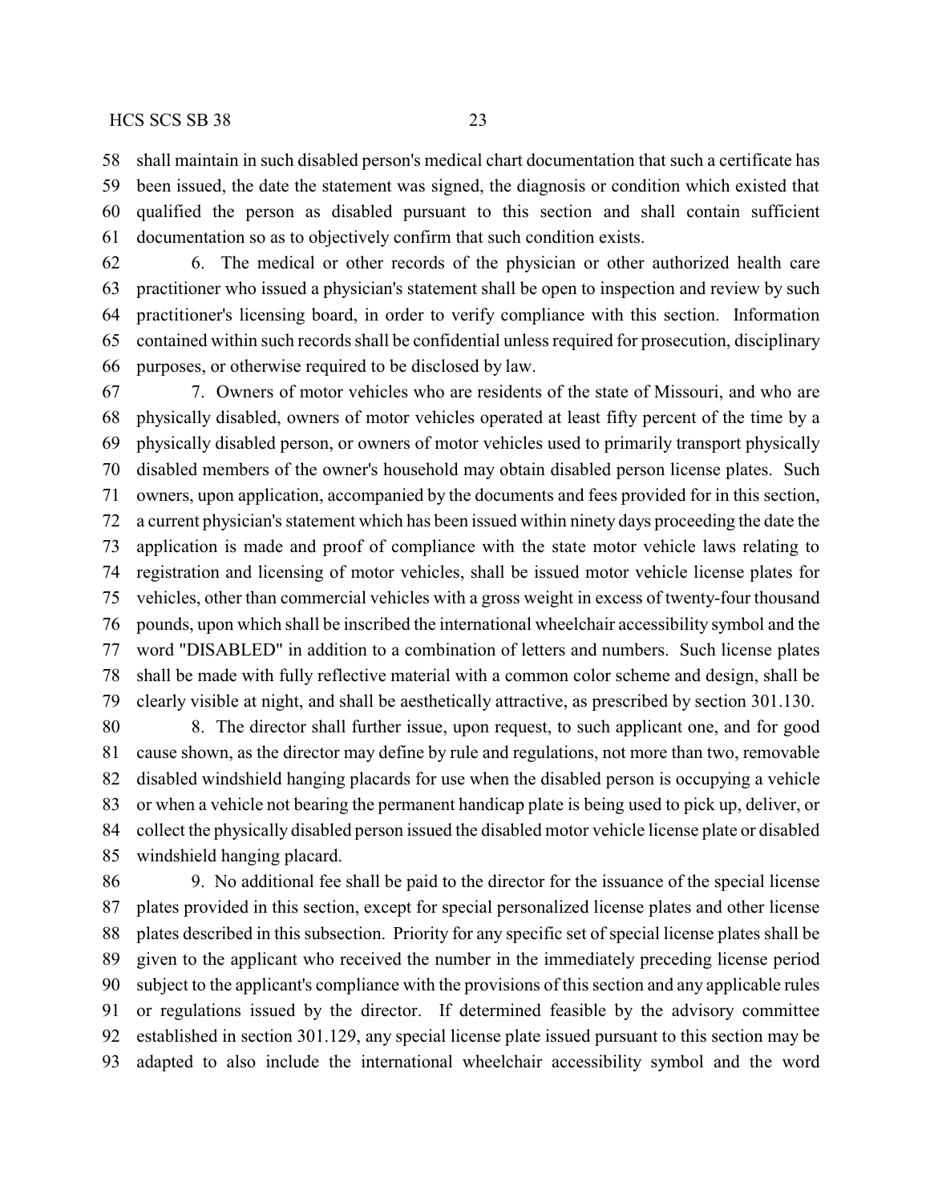shall maintain in such disabled person's medical chart documentation that such a certificate has been issued, the date the statement was signed, the diagnosis or condition which existed that qualified the person as disabled pursuant to this section and shall contain sufficient documentation so as to objectively confirm that such condition exists.

6. The medical or other records of the physician or other authorized health care practitioner who issued a physician's statement shall be open to inspection and review by such practitioner's licensing board, in order to verify compliance with this section. Information contained within such records shall be confidential unless required for prosecution, disciplinary purposes, or otherwise required to be disclosed by law.

7. Owners of motor vehicles who are residents of the state of Missouri, and who are physically disabled, owners of motor vehicles operated at least fifty percent of the time by a physically disabled person, or owners of motor vehicles used to primarily transport physically disabled members of the owner's household may obtain disabled person license plates. Such owners, upon application, accompanied by the documents and fees provided for in this section, a current physician's statement which has been issued within ninety days proceeding the date the application is made and proof of compliance with the state motor vehicle laws relating to registration and licensing of motor vehicles, shall be issued motor vehicle license plates for vehicles, other than commercial vehicles with a gross weight in excess of twenty-four thousand pounds, upon which shall be inscribed the international wheelchair accessibility symbol and the word "DISABLED" in addition to a combination of letters and numbers. Such license plates shall be made with fully reflective material with a common color scheme and design, shall be clearly visible at night, and shall be aesthetically attractive, as prescribed by section 301.130.

8. The director shall further issue, upon request, to such applicant one, and for good cause shown, as the director may define by rule and regulations, not more than two, removable disabled windshield hanging placards for use when the disabled person is occupying a vehicle or when a vehicle not bearing the permanent handicap plate is being used to pick up, deliver, or collect the physically disabled person issued the disabled motor vehicle license plate or disabled windshield hanging placard.

9. No additional fee shall be paid to the director for the issuance of the special license plates provided in this section, except for special personalized license plates and other license plates described in this subsection. Priority for any specific set of special license plates shall be given to the applicant who received the number in the immediately preceding license period subject to the applicant's compliance with the provisions of this section and any applicable rules or regulations issued by the director. If determined feasible by the advisory committee established in section 301.129, any special license plate issued pursuant to this section may be adapted to also include the international wheelchair accessibility symbol and the word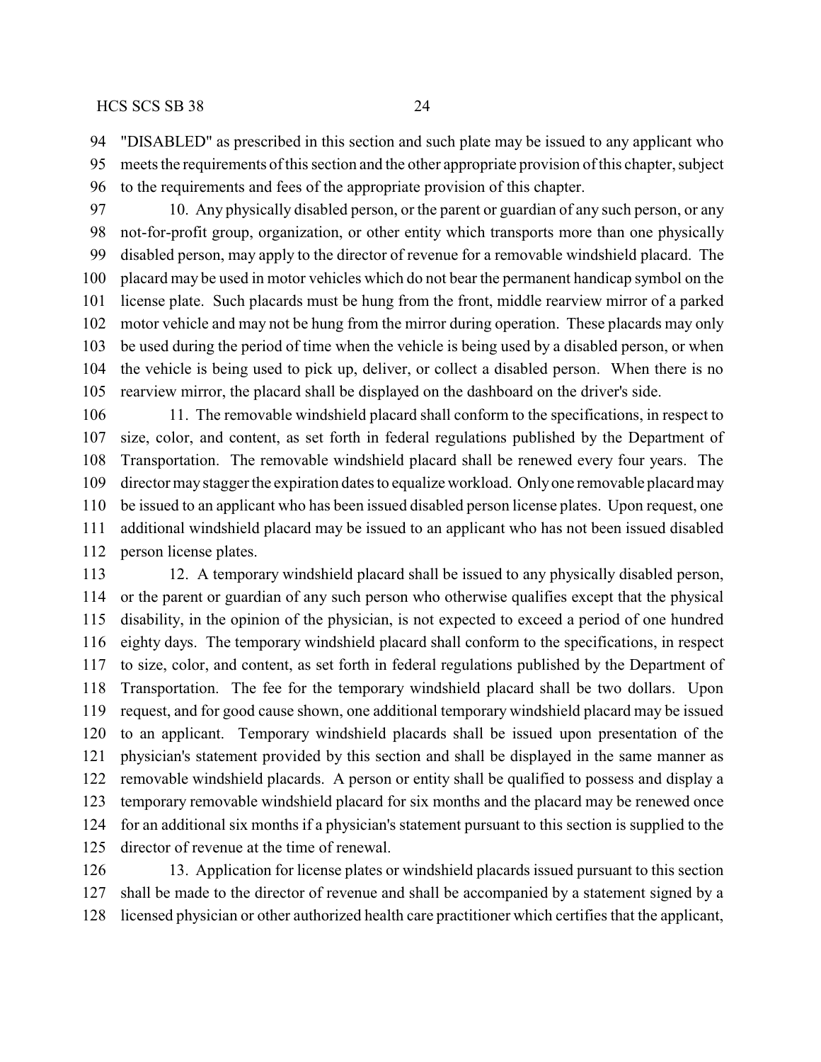"DISABLED" as prescribed in this section and such plate may be issued to any applicant who meets the requirements of this section and the other appropriate provision of this chapter, subject to the requirements and fees of the appropriate provision of this chapter.

10. Any physically disabled person, or the parent or guardian of any such person, or any not-for-profit group, organization, or other entity which transports more than one physically disabled person, may apply to the director of revenue for a removable windshield placard. The placard may be used in motor vehicles which do not bear the permanent handicap symbol on the license plate. Such placards must be hung from the front, middle rearview mirror of a parked motor vehicle and may not be hung from the mirror during operation. These placards may only be used during the period of time when the vehicle is being used by a disabled person, or when the vehicle is being used to pick up, deliver, or collect a disabled person. When there is no rearview mirror, the placard shall be displayed on the dashboard on the driver's side.

11. The removable windshield placard shall conform to the specifications, in respect to size, color, and content, as set forth in federal regulations published by the Department of Transportation. The removable windshield placard shall be renewed every four years. The director may stagger the expiration dates to equalize workload. Only one removable placard may be issued to an applicant who has been issued disabled person license plates. Upon request, one additional windshield placard may be issued to an applicant who has not been issued disabled person license plates.

12. A temporary windshield placard shall be issued to any physically disabled person, or the parent or guardian of any such person who otherwise qualifies except that the physical disability, in the opinion of the physician, is not expected to exceed a period of one hundred eighty days. The temporary windshield placard shall conform to the specifications, in respect to size, color, and content, as set forth in federal regulations published by the Department of Transportation. The fee for the temporary windshield placard shall be two dollars. Upon request, and for good cause shown, one additional temporary windshield placard may be issued to an applicant. Temporary windshield placards shall be issued upon presentation of the physician's statement provided by this section and shall be displayed in the same manner as removable windshield placards. A person or entity shall be qualified to possess and display a temporary removable windshield placard for six months and the placard may be renewed once for an additional six months if a physician's statement pursuant to this section is supplied to the director of revenue at the time of renewal.

13. Application for license plates or windshield placards issued pursuant to this section shall be made to the director of revenue and shall be accompanied by a statement signed by a licensed physician or other authorized health care practitioner which certifies that the applicant,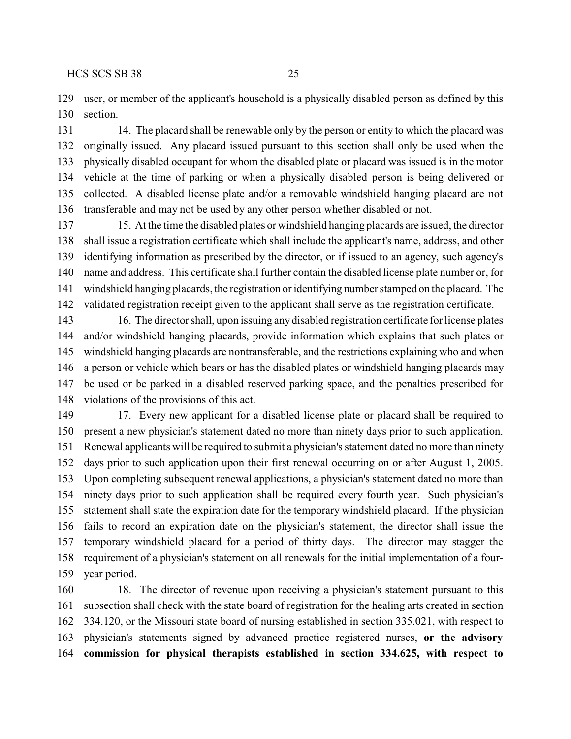user, or member of the applicant's household is a physically disabled person as defined by this section.

14. The placard shall be renewable only by the person or entity to which the placard was originally issued. Any placard issued pursuant to this section shall only be used when the physically disabled occupant for whom the disabled plate or placard was issued is in the motor vehicle at the time of parking or when a physically disabled person is being delivered or collected. A disabled license plate and/or a removable windshield hanging placard are not transferable and may not be used by any other person whether disabled or not.

15. At the time the disabled plates or windshield hanging placards are issued, the director shall issue a registration certificate which shall include the applicant's name, address, and other identifying information as prescribed by the director, or if issued to an agency, such agency's name and address. This certificate shall further contain the disabled license plate number or, for windshield hanging placards, the registration or identifying number stamped on the placard. The validated registration receipt given to the applicant shall serve as the registration certificate.

16. The director shall, upon issuing any disabled registration certificate for license plates and/or windshield hanging placards, provide information which explains that such plates or windshield hanging placards are nontransferable, and the restrictions explaining who and when a person or vehicle which bears or has the disabled plates or windshield hanging placards may be used or be parked in a disabled reserved parking space, and the penalties prescribed for violations of the provisions of this act.

17. Every new applicant for a disabled license plate or placard shall be required to present a new physician's statement dated no more than ninety days prior to such application. Renewal applicants will be required to submit a physician's statement dated no more than ninety days prior to such application upon their first renewal occurring on or after August 1, 2005. Upon completing subsequent renewal applications, a physician's statement dated no more than ninety days prior to such application shall be required every fourth year. Such physician's statement shall state the expiration date for the temporary windshield placard. If the physician fails to record an expiration date on the physician's statement, the director shall issue the temporary windshield placard for a period of thirty days. The director may stagger the requirement of a physician's statement on all renewals for the initial implementation of a four-year period.

18. The director of revenue upon receiving a physician's statement pursuant to this subsection shall check with the state board of registration for the healing arts created in section 334.120, or the Missouri state board of nursing established in section 335.021, with respect to physician's statements signed by advanced practice registered nurses, **or the advisory commission for physical therapists established in section 334.625, with respect to**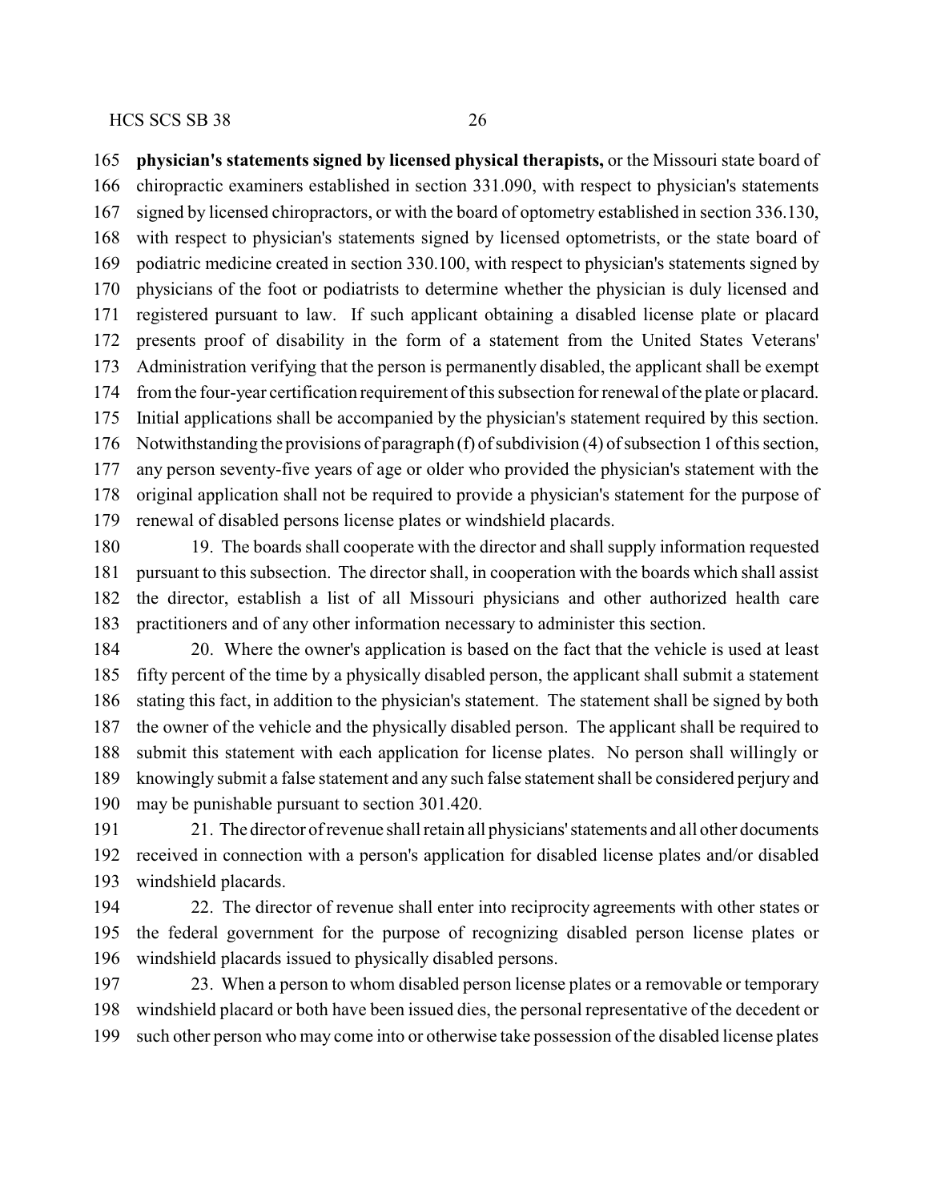**physician's statements signed by licensed physical therapists,** or the Missouri state board of chiropractic examiners established in section 331.090, with respect to physician's statements signed by licensed chiropractors, or with the board of optometry established in section 336.130, with respect to physician's statements signed by licensed optometrists, or the state board of podiatric medicine created in section 330.100, with respect to physician's statements signed by physicians of the foot or podiatrists to determine whether the physician is duly licensed and registered pursuant to law. If such applicant obtaining a disabled license plate or placard presents proof of disability in the form of a statement from the United States Veterans' Administration verifying that the person is permanently disabled, the applicant shall be exempt from the four-year certification requirement of this subsection for renewal of the plate or placard. Initial applications shall be accompanied by the physician's statement required by this section. Notwithstanding the provisions of paragraph (f) of subdivision (4) of subsection 1 of this section, any person seventy-five years of age or older who provided the physician's statement with the original application shall not be required to provide a physician's statement for the purpose of renewal of disabled persons license plates or windshield placards.

19. The boards shall cooperate with the director and shall supply information requested pursuant to this subsection. The director shall, in cooperation with the boards which shall assist the director, establish a list of all Missouri physicians and other authorized health care practitioners and of any other information necessary to administer this section.

20. Where the owner's application is based on the fact that the vehicle is used at least fifty percent of the time by a physically disabled person, the applicant shall submit a statement stating this fact, in addition to the physician's statement. The statement shall be signed by both the owner of the vehicle and the physically disabled person. The applicant shall be required to submit this statement with each application for license plates. No person shall willingly or knowingly submit a false statement and any such false statement shall be considered perjury and may be punishable pursuant to section 301.420.

21. The director of revenue shall retain all physicians' statements and all other documents received in connection with a person's application for disabled license plates and/or disabled windshield placards.

22. The director of revenue shall enter into reciprocity agreements with other states or the federal government for the purpose of recognizing disabled person license plates or windshield placards issued to physically disabled persons.

23. When a person to whom disabled person license plates or a removable or temporary windshield placard or both have been issued dies, the personal representative of the decedent or such other person who may come into or otherwise take possession of the disabled license plates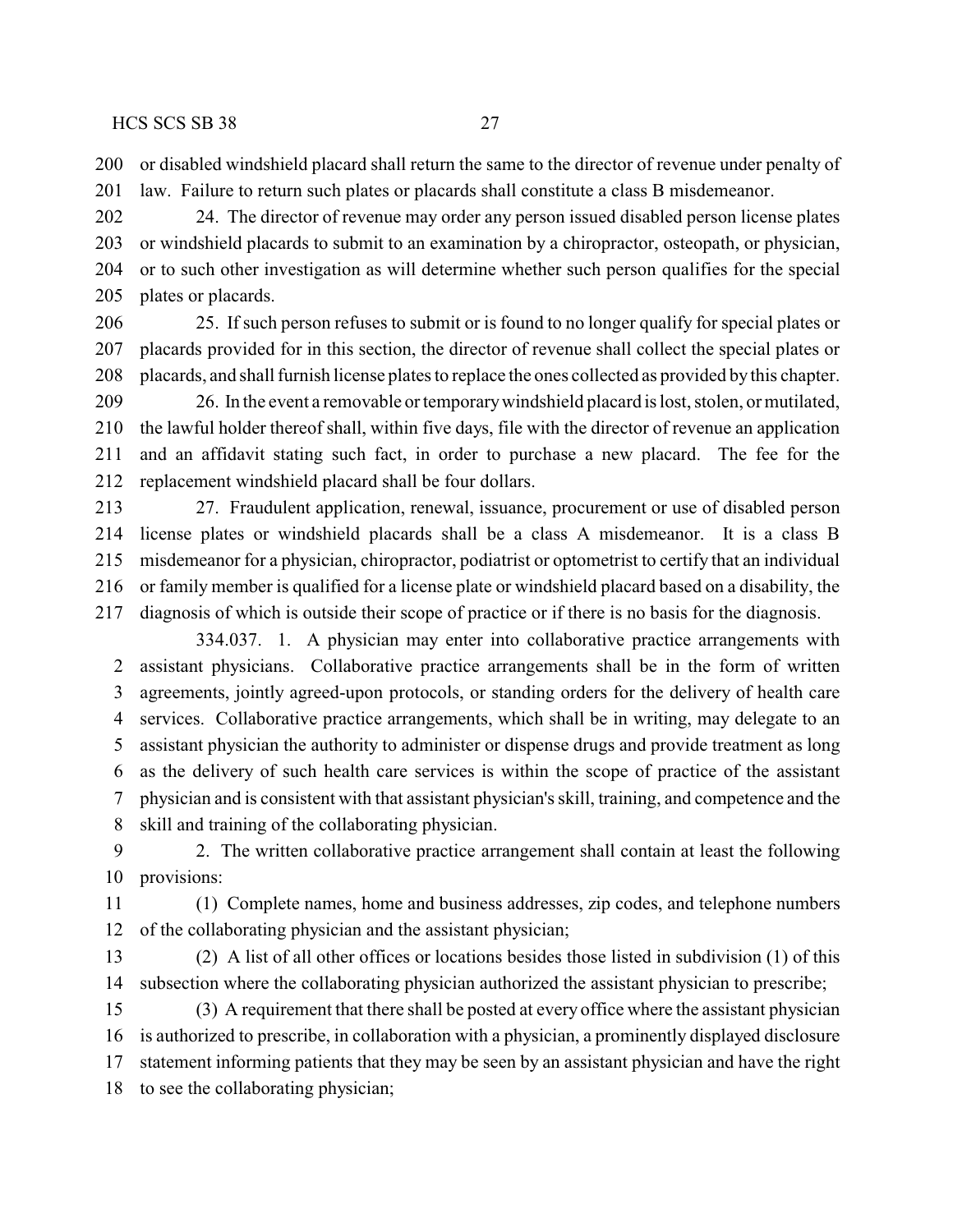or disabled windshield placard shall return the same to the director of revenue under penalty of law. Failure to return such plates or placards shall constitute a class B misdemeanor.

24. The director of revenue may order any person issued disabled person license plates or windshield placards to submit to an examination by a chiropractor, osteopath, or physician, or to such other investigation as will determine whether such person qualifies for the special plates or placards.

25. If such person refuses to submit or is found to no longer qualify for special plates or placards provided for in this section, the director of revenue shall collect the special plates or placards, and shall furnish license plates to replace the ones collected as provided by this chapter.

26. In the event a removable or temporary windshield placard is lost, stolen, or mutilated, the lawful holder thereof shall, within five days, file with the director of revenue an application and an affidavit stating such fact, in order to purchase a new placard. The fee for the replacement windshield placard shall be four dollars.

27. Fraudulent application, renewal, issuance, procurement or use of disabled person license plates or windshield placards shall be a class A misdemeanor. It is a class B misdemeanor for a physician, chiropractor, podiatrist or optometrist to certify that an individual or family member is qualified for a license plate or windshield placard based on a disability, the diagnosis of which is outside their scope of practice or if there is no basis for the diagnosis.

334.037. 1. A physician may enter into collaborative practice arrangements with assistant physicians. Collaborative practice arrangements shall be in the form of written agreements, jointly agreed-upon protocols, or standing orders for the delivery of health care services. Collaborative practice arrangements, which shall be in writing, may delegate to an assistant physician the authority to administer or dispense drugs and provide treatment as long as the delivery of such health care services is within the scope of practice of the assistant physician and is consistent with that assistant physician's skill, training, and competence and the skill and training of the collaborating physician.

2. The written collaborative practice arrangement shall contain at least the following provisions:

(1) Complete names, home and business addresses, zip codes, and telephone numbers of the collaborating physician and the assistant physician;

(2) A list of all other offices or locations besides those listed in subdivision (1) of this subsection where the collaborating physician authorized the assistant physician to prescribe;

(3) A requirement that there shall be posted at every office where the assistant physician is authorized to prescribe, in collaboration with a physician, a prominently displayed disclosure statement informing patients that they may be seen by an assistant physician and have the right to see the collaborating physician;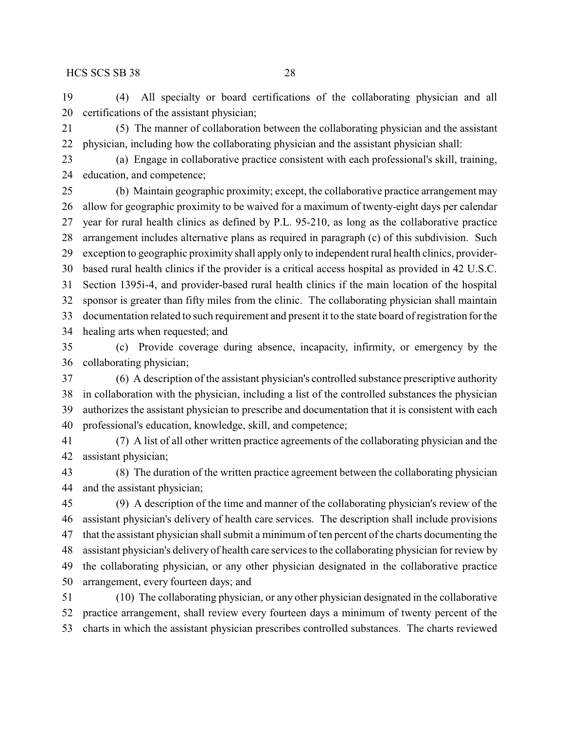(4) All specialty or board certifications of the collaborating physician and all certifications of the assistant physician;

(5) The manner of collaboration between the collaborating physician and the assistant physician, including how the collaborating physician and the assistant physician shall:

(a) Engage in collaborative practice consistent with each professional's skill, training, education, and competence;

(b) Maintain geographic proximity; except, the collaborative practice arrangement may allow for geographic proximity to be waived for a maximum of twenty-eight days per calendar year for rural health clinics as defined by P.L. 95-210, as long as the collaborative practice arrangement includes alternative plans as required in paragraph (c) of this subdivision. Such exception to geographic proximity shall apply only to independent rural health clinics, provider-based rural health clinics if the provider is a critical access hospital as provided in 42 U.S.C. Section 1395i-4, and provider-based rural health clinics if the main location of the hospital sponsor is greater than fifty miles from the clinic. The collaborating physician shall maintain documentation related to such requirement and present it to the state board of registration for the healing arts when requested; and

(c) Provide coverage during absence, incapacity, infirmity, or emergency by the collaborating physician;

(6) A description of the assistant physician's controlled substance prescriptive authority in collaboration with the physician, including a list of the controlled substances the physician authorizes the assistant physician to prescribe and documentation that it is consistent with each professional's education, knowledge, skill, and competence;

(7) A list of all other written practice agreements of the collaborating physician and the assistant physician;

(8) The duration of the written practice agreement between the collaborating physician and the assistant physician;

(9) A description of the time and manner of the collaborating physician's review of the assistant physician's delivery of health care services. The description shall include provisions that the assistant physician shall submit a minimum of ten percent of the charts documenting the assistant physician's delivery of health care services to the collaborating physician for review by the collaborating physician, or any other physician designated in the collaborative practice arrangement, every fourteen days; and

(10) The collaborating physician, or any other physician designated in the collaborative practice arrangement, shall review every fourteen days a minimum of twenty percent of the charts in which the assistant physician prescribes controlled substances. The charts reviewed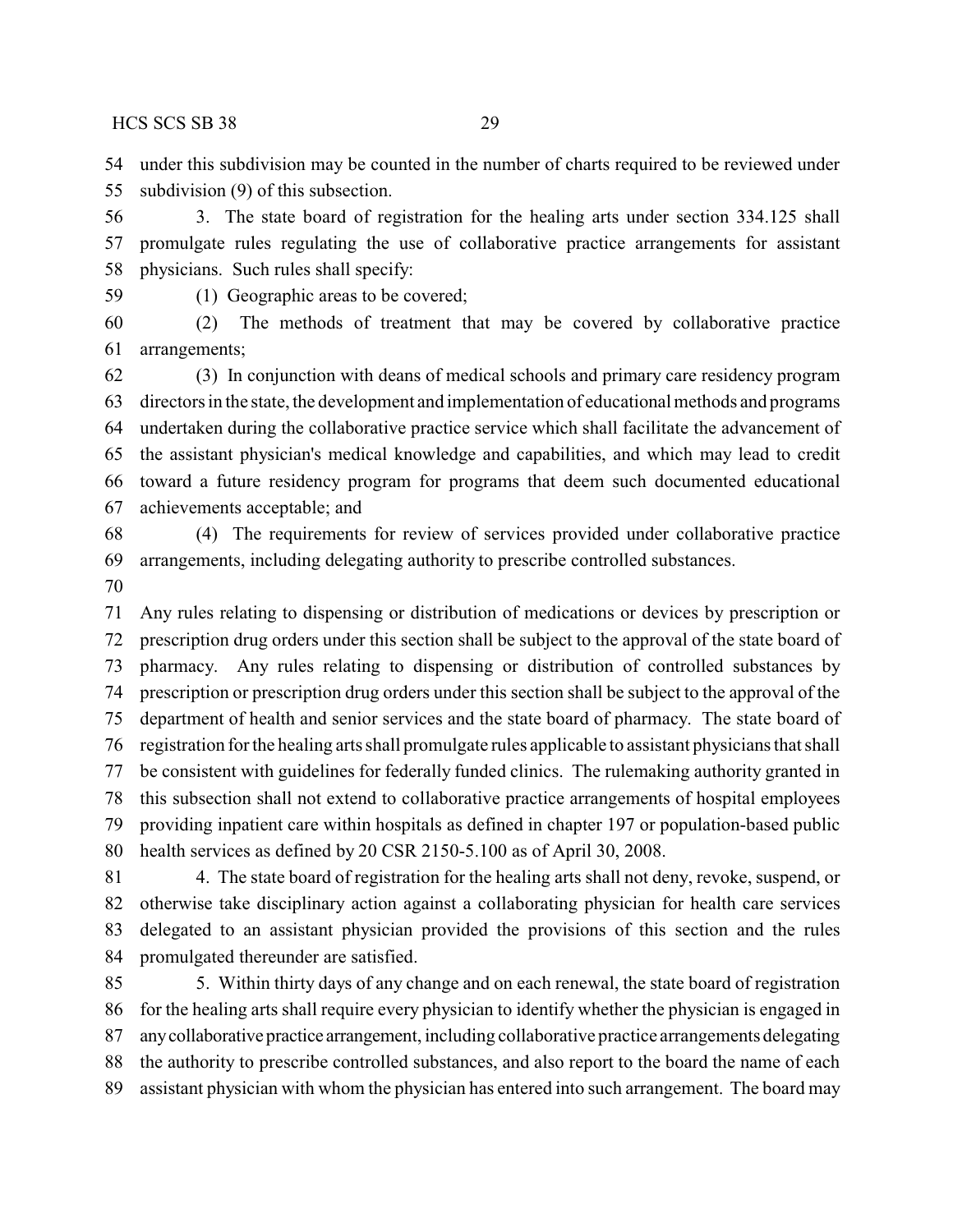under this subdivision may be counted in the number of charts required to be reviewed under subdivision (9) of this subsection.

3. The state board of registration for the healing arts under section 334.125 shall promulgate rules regulating the use of collaborative practice arrangements for assistant physicians. Such rules shall specify:

(1) Geographic areas to be covered;

(2) The methods of treatment that may be covered by collaborative practice arrangements;

(3) In conjunction with deans of medical schools and primary care residency program directors in the state, the development and implementation of educational methods and programs undertaken during the collaborative practice service which shall facilitate the advancement of the assistant physician's medical knowledge and capabilities, and which may lead to credit toward a future residency program for programs that deem such documented educational achievements acceptable; and

(4) The requirements for review of services provided under collaborative practice arrangements, including delegating authority to prescribe controlled substances.

Any rules relating to dispensing or distribution of medications or devices by prescription or prescription drug orders under this section shall be subject to the approval of the state board of pharmacy. Any rules relating to dispensing or distribution of controlled substances by prescription or prescription drug orders under this section shall be subject to the approval of the department of health and senior services and the state board of pharmacy. The state board of registration for the healing arts shall promulgate rules applicable to assistant physicians that shall be consistent with guidelines for federally funded clinics. The rulemaking authority granted in this subsection shall not extend to collaborative practice arrangements of hospital employees providing inpatient care within hospitals as defined in chapter 197 or population-based public health services as defined by 20 CSR 2150-5.100 as of April 30, 2008.

4. The state board of registration for the healing arts shall not deny, revoke, suspend, or otherwise take disciplinary action against a collaborating physician for health care services delegated to an assistant physician provided the provisions of this section and the rules promulgated thereunder are satisfied.

5. Within thirty days of any change and on each renewal, the state board of registration for the healing arts shall require every physician to identify whether the physician is engaged in any collaborative practice arrangement, including collaborative practice arrangements delegating the authority to prescribe controlled substances, and also report to the board the name of each assistant physician with whom the physician has entered into such arrangement. The board may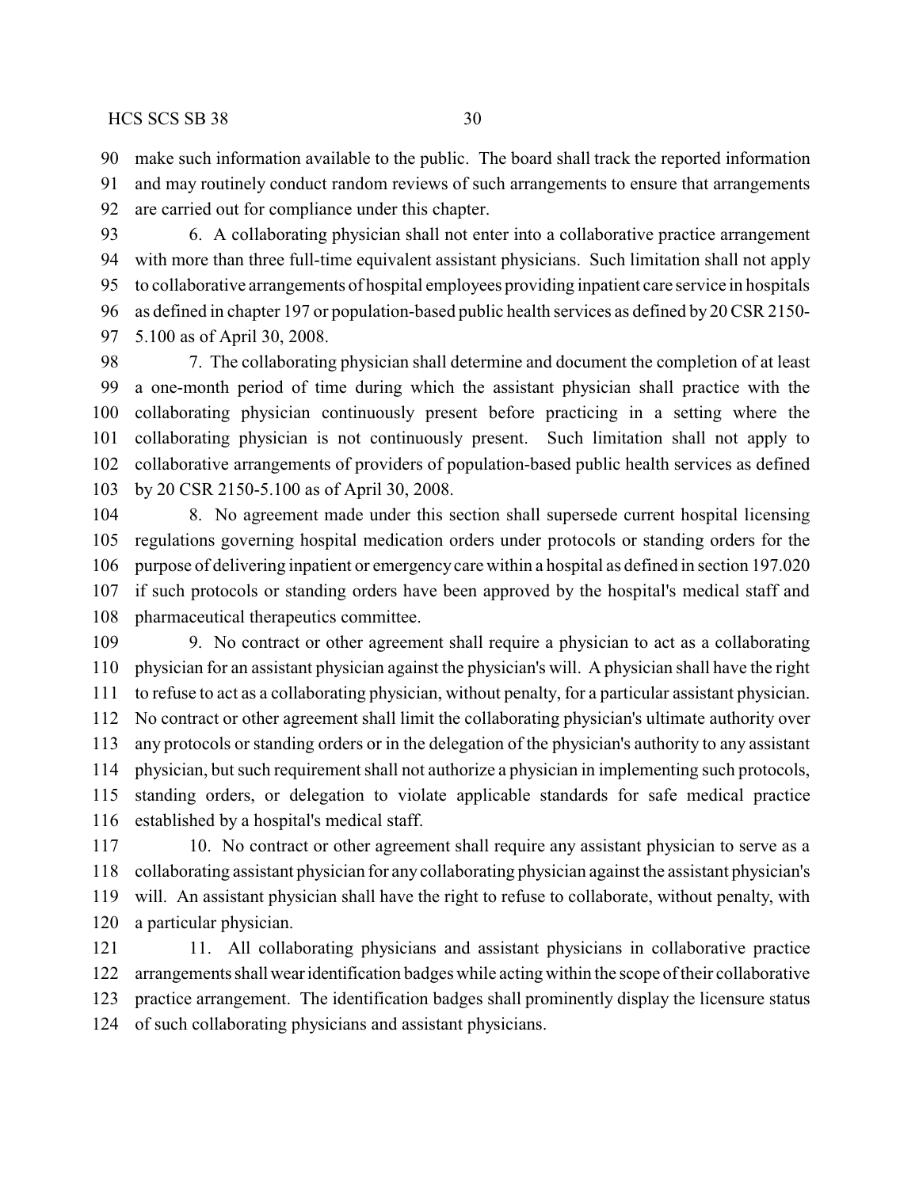make such information available to the public. The board shall track the reported information and may routinely conduct random reviews of such arrangements to ensure that arrangements are carried out for compliance under this chapter.

6. A collaborating physician shall not enter into a collaborative practice arrangement with more than three full-time equivalent assistant physicians. Such limitation shall not apply to collaborative arrangements of hospital employees providing inpatient care service in hospitals as defined in chapter 197 or population-based public health services as defined by 20 CSR 2150-5.100 as of April 30, 2008.

7. The collaborating physician shall determine and document the completion of at least a one-month period of time during which the assistant physician shall practice with the collaborating physician continuously present before practicing in a setting where the collaborating physician is not continuously present. Such limitation shall not apply to collaborative arrangements of providers of population-based public health services as defined by 20 CSR 2150-5.100 as of April 30, 2008.

8. No agreement made under this section shall supersede current hospital licensing regulations governing hospital medication orders under protocols or standing orders for the purpose of delivering inpatient or emergency care within a hospital as defined in section 197.020 if such protocols or standing orders have been approved by the hospital's medical staff and pharmaceutical therapeutics committee.

9. No contract or other agreement shall require a physician to act as a collaborating physician for an assistant physician against the physician's will. A physician shall have the right to refuse to act as a collaborating physician, without penalty, for a particular assistant physician. No contract or other agreement shall limit the collaborating physician's ultimate authority over any protocols or standing orders or in the delegation of the physician's authority to any assistant physician, but such requirement shall not authorize a physician in implementing such protocols, standing orders, or delegation to violate applicable standards for safe medical practice established by a hospital's medical staff.

10. No contract or other agreement shall require any assistant physician to serve as a collaborating assistant physician for any collaborating physician against the assistant physician's will. An assistant physician shall have the right to refuse to collaborate, without penalty, with a particular physician.

11. All collaborating physicians and assistant physicians in collaborative practice arrangements shall wear identification badges while acting within the scope of their collaborative practice arrangement. The identification badges shall prominently display the licensure status of such collaborating physicians and assistant physicians.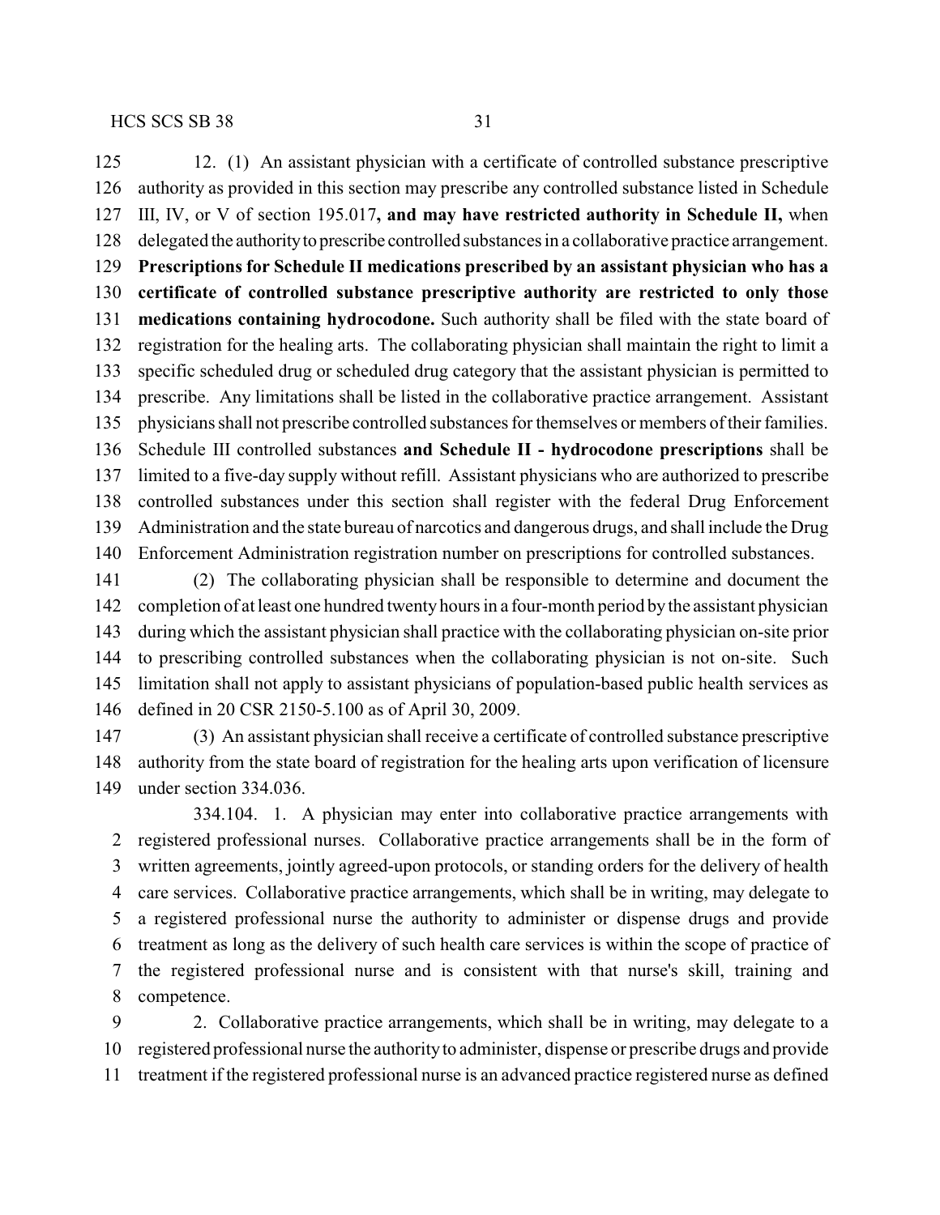12. (1) An assistant physician with a certificate of controlled substance prescriptive authority as provided in this section may prescribe any controlled substance listed in Schedule III, IV, or V of section 195.017**, and may have restricted authority in Schedule II,** when delegated the authority to prescribe controlled substances in a collaborative practice arrangement. **Prescriptions for Schedule II medications prescribed by an assistant physician who has a certificate of controlled substance prescriptive authority are restricted to only those medications containing hydrocodone.** Such authority shall be filed with the state board of registration for the healing arts. The collaborating physician shall maintain the right to limit a specific scheduled drug or scheduled drug category that the assistant physician is permitted to prescribe. Any limitations shall be listed in the collaborative practice arrangement. Assistant physicians shall not prescribe controlled substances for themselves or members of their families. Schedule III controlled substances **and Schedule II - hydrocodone prescriptions** shall be limited to a five-day supply without refill. Assistant physicians who are authorized to prescribe controlled substances under this section shall register with the federal Drug Enforcement Administration and the state bureau of narcotics and dangerous drugs, and shall include the Drug Enforcement Administration registration number on prescriptions for controlled substances.

(2) The collaborating physician shall be responsible to determine and document the completion of at least one hundred twenty hours in a four-month period by the assistant physician during which the assistant physician shall practice with the collaborating physician on-site prior to prescribing controlled substances when the collaborating physician is not on-site. Such limitation shall not apply to assistant physicians of population-based public health services as defined in 20 CSR 2150-5.100 as of April 30, 2009.

(3) An assistant physician shall receive a certificate of controlled substance prescriptive authority from the state board of registration for the healing arts upon verification of licensure under section 334.036.

334.104. 1. A physician may enter into collaborative practice arrangements with registered professional nurses. Collaborative practice arrangements shall be in the form of written agreements, jointly agreed-upon protocols, or standing orders for the delivery of health care services. Collaborative practice arrangements, which shall be in writing, may delegate to a registered professional nurse the authority to administer or dispense drugs and provide treatment as long as the delivery of such health care services is within the scope of practice of the registered professional nurse and is consistent with that nurse's skill, training and competence.

2. Collaborative practice arrangements, which shall be in writing, may delegate to a registered professional nurse the authority to administer, dispense or prescribe drugs and provide treatment if the registered professional nurse is an advanced practice registered nurse as defined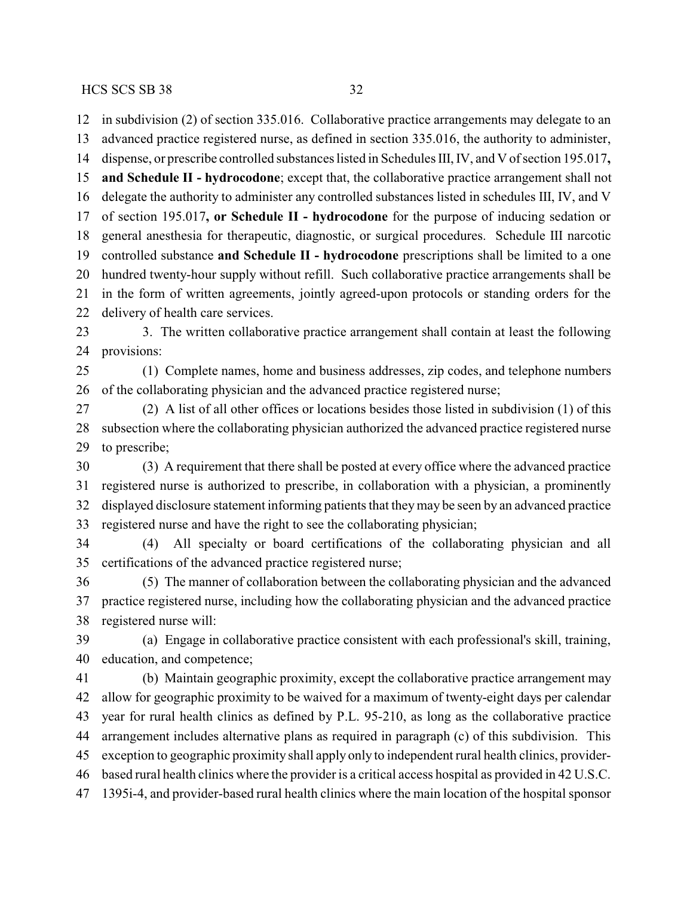in subdivision (2) of section 335.016. Collaborative practice arrangements may delegate to an advanced practice registered nurse, as defined in section 335.016, the authority to administer, dispense, or prescribe controlled substances listed in Schedules III, IV, and V of section 195.017**, and Schedule II - hydrocodone**; except that, the collaborative practice arrangement shall not delegate the authority to administer any controlled substances listed in schedules III, IV, and V of section 195.017**, or Schedule II - hydrocodone** for the purpose of inducing sedation or general anesthesia for therapeutic, diagnostic, or surgical procedures. Schedule III narcotic controlled substance **and Schedule II - hydrocodone** prescriptions shall be limited to a one hundred twenty-hour supply without refill. Such collaborative practice arrangements shall be in the form of written agreements, jointly agreed-upon protocols or standing orders for the delivery of health care services.

3. The written collaborative practice arrangement shall contain at least the following provisions:

(1) Complete names, home and business addresses, zip codes, and telephone numbers of the collaborating physician and the advanced practice registered nurse;

(2) A list of all other offices or locations besides those listed in subdivision (1) of this subsection where the collaborating physician authorized the advanced practice registered nurse to prescribe;

(3) A requirement that there shall be posted at every office where the advanced practice registered nurse is authorized to prescribe, in collaboration with a physician, a prominently displayed disclosure statement informing patients that they may be seen by an advanced practice registered nurse and have the right to see the collaborating physician;

(4) All specialty or board certifications of the collaborating physician and all certifications of the advanced practice registered nurse;

(5) The manner of collaboration between the collaborating physician and the advanced practice registered nurse, including how the collaborating physician and the advanced practice registered nurse will:

(a) Engage in collaborative practice consistent with each professional's skill, training, education, and competence;

(b) Maintain geographic proximity, except the collaborative practice arrangement may allow for geographic proximity to be waived for a maximum of twenty-eight days per calendar year for rural health clinics as defined by P.L. 95-210, as long as the collaborative practice arrangement includes alternative plans as required in paragraph (c) of this subdivision. This exception to geographic proximity shall apply only to independent rural health clinics, provider-based rural health clinics where the provider is a critical access hospital as provided in 42 U.S.C. 1395i-4, and provider-based rural health clinics where the main location of the hospital sponsor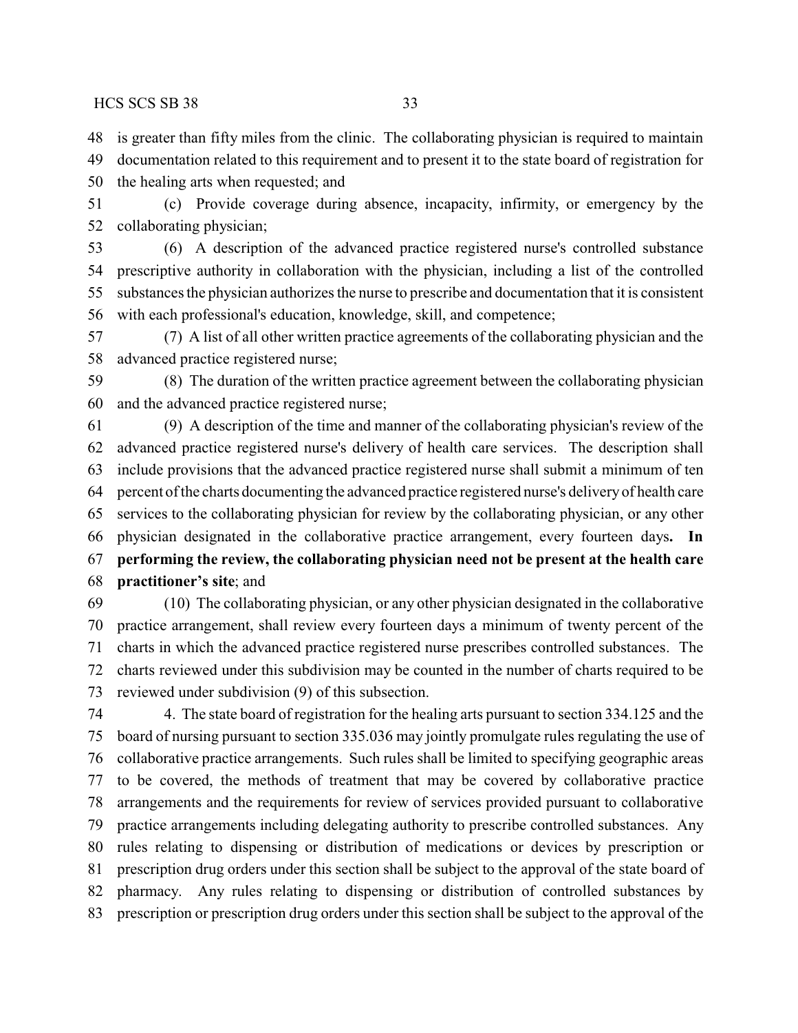is greater than fifty miles from the clinic. The collaborating physician is required to maintain documentation related to this requirement and to present it to the state board of registration for the healing arts when requested; and

(c) Provide coverage during absence, incapacity, infirmity, or emergency by the collaborating physician;

(6) A description of the advanced practice registered nurse's controlled substance prescriptive authority in collaboration with the physician, including a list of the controlled substances the physician authorizes the nurse to prescribe and documentation that it is consistent with each professional's education, knowledge, skill, and competence;

(7) A list of all other written practice agreements of the collaborating physician and the advanced practice registered nurse;

(8) The duration of the written practice agreement between the collaborating physician and the advanced practice registered nurse;

(9) A description of the time and manner of the collaborating physician's review of the advanced practice registered nurse's delivery of health care services. The description shall include provisions that the advanced practice registered nurse shall submit a minimum of ten percent of the charts documenting the advanced practice registered nurse's delivery of health care services to the collaborating physician for review by the collaborating physician, or any other physician designated in the collaborative practice arrangement, every fourteen days**. In performing the review, the collaborating physician need not be present at the health care practitioner's site**; and

(10) The collaborating physician, or any other physician designated in the collaborative practice arrangement, shall review every fourteen days a minimum of twenty percent of the charts in which the advanced practice registered nurse prescribes controlled substances. The charts reviewed under this subdivision may be counted in the number of charts required to be reviewed under subdivision (9) of this subsection.

4. The state board of registration for the healing arts pursuant to section 334.125 and the board of nursing pursuant to section 335.036 may jointly promulgate rules regulating the use of collaborative practice arrangements. Such rules shall be limited to specifying geographic areas to be covered, the methods of treatment that may be covered by collaborative practice arrangements and the requirements for review of services provided pursuant to collaborative practice arrangements including delegating authority to prescribe controlled substances. Any rules relating to dispensing or distribution of medications or devices by prescription or prescription drug orders under this section shall be subject to the approval of the state board of pharmacy. Any rules relating to dispensing or distribution of controlled substances by prescription or prescription drug orders under this section shall be subject to the approval of the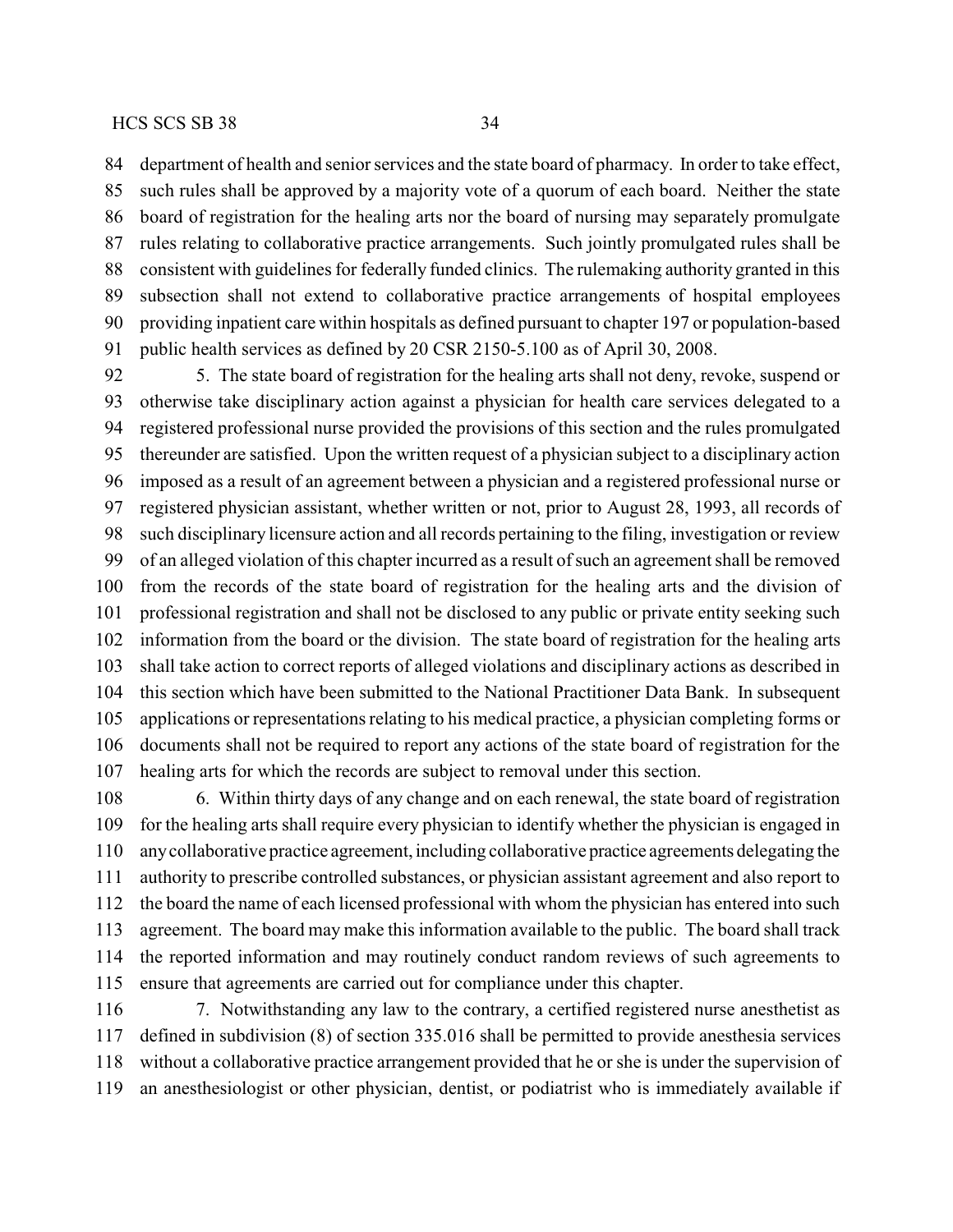department of health and senior services and the state board of pharmacy. In order to take effect, such rules shall be approved by a majority vote of a quorum of each board. Neither the state board of registration for the healing arts nor the board of nursing may separately promulgate rules relating to collaborative practice arrangements. Such jointly promulgated rules shall be consistent with guidelines for federally funded clinics. The rulemaking authority granted in this subsection shall not extend to collaborative practice arrangements of hospital employees providing inpatient care within hospitals as defined pursuant to chapter 197 or population-based public health services as defined by 20 CSR 2150-5.100 as of April 30, 2008.

5. The state board of registration for the healing arts shall not deny, revoke, suspend or otherwise take disciplinary action against a physician for health care services delegated to a registered professional nurse provided the provisions of this section and the rules promulgated thereunder are satisfied. Upon the written request of a physician subject to a disciplinary action imposed as a result of an agreement between a physician and a registered professional nurse or registered physician assistant, whether written or not, prior to August 28, 1993, all records of such disciplinary licensure action and all records pertaining to the filing, investigation or review of an alleged violation of this chapter incurred as a result of such an agreement shall be removed from the records of the state board of registration for the healing arts and the division of professional registration and shall not be disclosed to any public or private entity seeking such information from the board or the division. The state board of registration for the healing arts shall take action to correct reports of alleged violations and disciplinary actions as described in this section which have been submitted to the National Practitioner Data Bank. In subsequent applications or representations relating to his medical practice, a physician completing forms or documents shall not be required to report any actions of the state board of registration for the healing arts for which the records are subject to removal under this section.

6. Within thirty days of any change and on each renewal, the state board of registration for the healing arts shall require every physician to identify whether the physician is engaged in any collaborative practice agreement, including collaborative practice agreements delegating the authority to prescribe controlled substances, or physician assistant agreement and also report to the board the name of each licensed professional with whom the physician has entered into such agreement. The board may make this information available to the public. The board shall track the reported information and may routinely conduct random reviews of such agreements to ensure that agreements are carried out for compliance under this chapter.

7. Notwithstanding any law to the contrary, a certified registered nurse anesthetist as defined in subdivision (8) of section 335.016 shall be permitted to provide anesthesia services without a collaborative practice arrangement provided that he or she is under the supervision of an anesthesiologist or other physician, dentist, or podiatrist who is immediately available if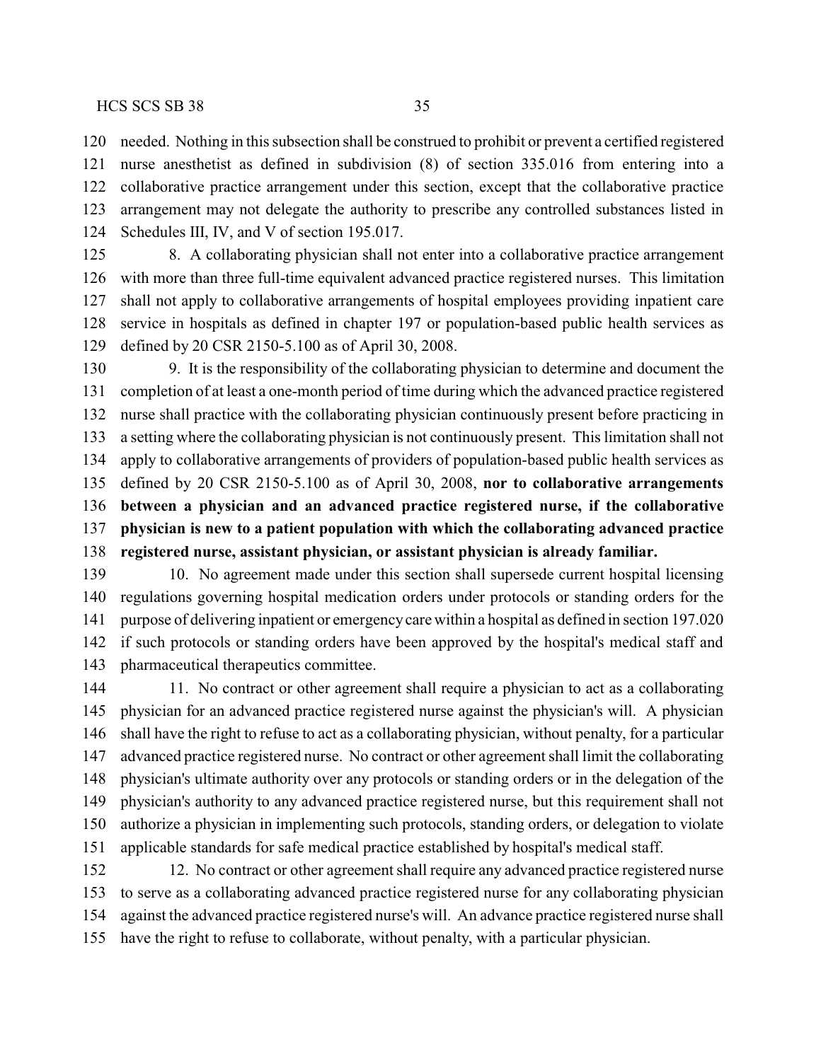needed. Nothing in this subsection shall be construed to prohibit or prevent a certified registered nurse anesthetist as defined in subdivision (8) of section 335.016 from entering into a collaborative practice arrangement under this section, except that the collaborative practice arrangement may not delegate the authority to prescribe any controlled substances listed in Schedules III, IV, and V of section 195.017.

8. A collaborating physician shall not enter into a collaborative practice arrangement with more than three full-time equivalent advanced practice registered nurses. This limitation shall not apply to collaborative arrangements of hospital employees providing inpatient care service in hospitals as defined in chapter 197 or population-based public health services as defined by 20 CSR 2150-5.100 as of April 30, 2008.

9. It is the responsibility of the collaborating physician to determine and document the completion of at least a one-month period of time during which the advanced practice registered nurse shall practice with the collaborating physician continuously present before practicing in a setting where the collaborating physician is not continuously present. This limitation shall not apply to collaborative arrangements of providers of population-based public health services as defined by 20 CSR 2150-5.100 as of April 30, 2008, **nor to collaborative arrangements between a physician and an advanced practice registered nurse, if the collaborative physician is new to a patient population with which the collaborating advanced practice registered nurse, assistant physician, or assistant physician is already familiar.**

10. No agreement made under this section shall supersede current hospital licensing regulations governing hospital medication orders under protocols or standing orders for the purpose of delivering inpatient or emergency care within a hospital as defined in section 197.020 if such protocols or standing orders have been approved by the hospital's medical staff and pharmaceutical therapeutics committee.

11. No contract or other agreement shall require a physician to act as a collaborating physician for an advanced practice registered nurse against the physician's will. A physician shall have the right to refuse to act as a collaborating physician, without penalty, for a particular advanced practice registered nurse. No contract or other agreement shall limit the collaborating physician's ultimate authority over any protocols or standing orders or in the delegation of the physician's authority to any advanced practice registered nurse, but this requirement shall not authorize a physician in implementing such protocols, standing orders, or delegation to violate applicable standards for safe medical practice established by hospital's medical staff.

12. No contract or other agreement shall require any advanced practice registered nurse to serve as a collaborating advanced practice registered nurse for any collaborating physician against the advanced practice registered nurse's will. An advance practice registered nurse shall have the right to refuse to collaborate, without penalty, with a particular physician.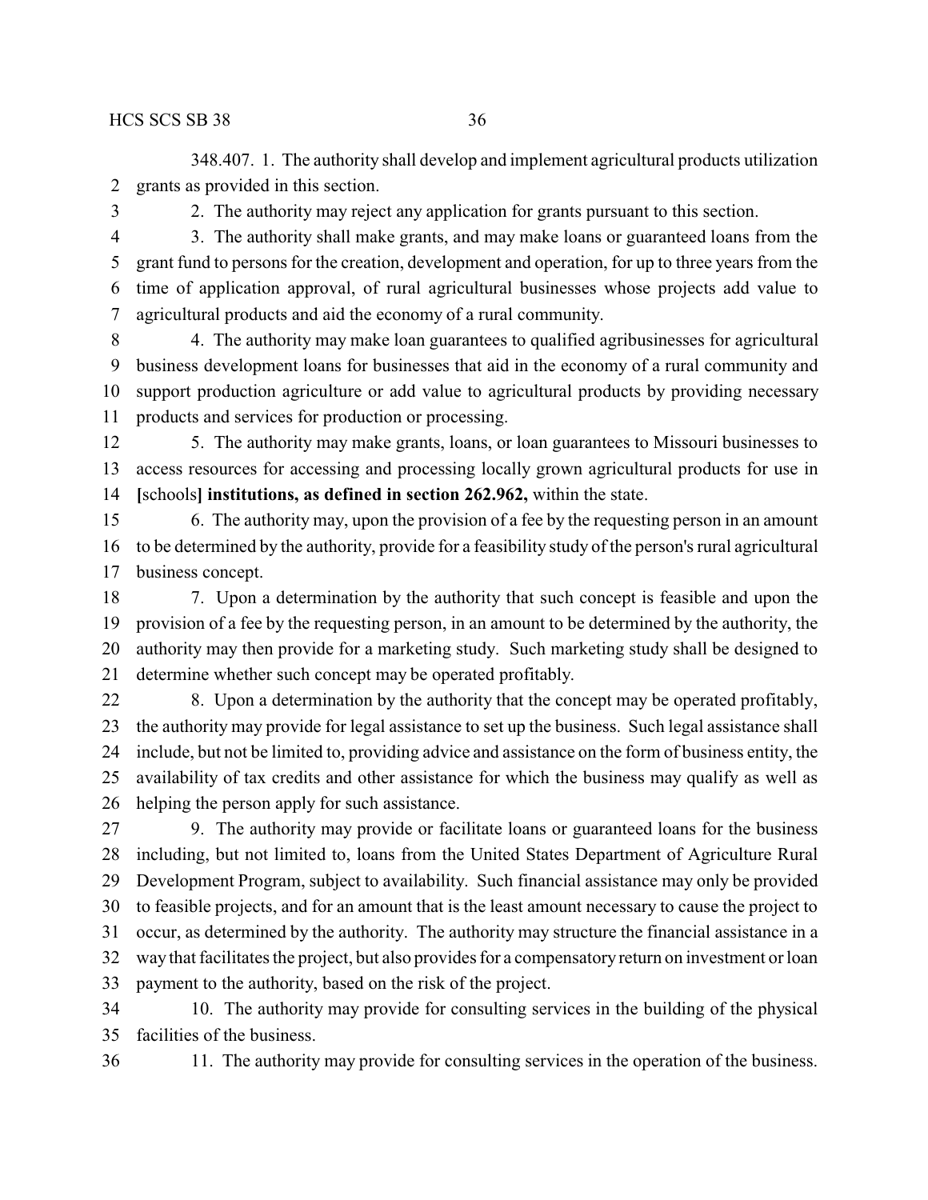348.407. 1. The authority shall develop and implement agricultural products utilization grants as provided in this section.

2. The authority may reject any application for grants pursuant to this section.

3. The authority shall make grants, and may make loans or guaranteed loans from the grant fund to persons for the creation, development and operation, for up to three years from the time of application approval, of rural agricultural businesses whose projects add value to agricultural products and aid the economy of a rural community.

4. The authority may make loan guarantees to qualified agribusinesses for agricultural business development loans for businesses that aid in the economy of a rural community and support production agriculture or add value to agricultural products by providing necessary products and services for production or processing.

5. The authority may make grants, loans, or loan guarantees to Missouri businesses to access resources for accessing and processing locally grown agricultural products for use in **[**schools**]** **institutions, as defined in section 262.962,** within the state.

6. The authority may, upon the provision of a fee by the requesting person in an amount to be determined by the authority, provide for a feasibility study of the person's rural agricultural business concept.

7. Upon a determination by the authority that such concept is feasible and upon the provision of a fee by the requesting person, in an amount to be determined by the authority, the authority may then provide for a marketing study. Such marketing study shall be designed to determine whether such concept may be operated profitably.

8. Upon a determination by the authority that the concept may be operated profitably, the authority may provide for legal assistance to set up the business. Such legal assistance shall include, but not be limited to, providing advice and assistance on the form of business entity, the availability of tax credits and other assistance for which the business may qualify as well as helping the person apply for such assistance.

9. The authority may provide or facilitate loans or guaranteed loans for the business including, but not limited to, loans from the United States Department of Agriculture Rural Development Program, subject to availability. Such financial assistance may only be provided to feasible projects, and for an amount that is the least amount necessary to cause the project to occur, as determined by the authority. The authority may structure the financial assistance in a way that facilitates the project, but also provides for a compensatory return on investment or loan payment to the authority, based on the risk of the project.

10. The authority may provide for consulting services in the building of the physical facilities of the business.

11. The authority may provide for consulting services in the operation of the business.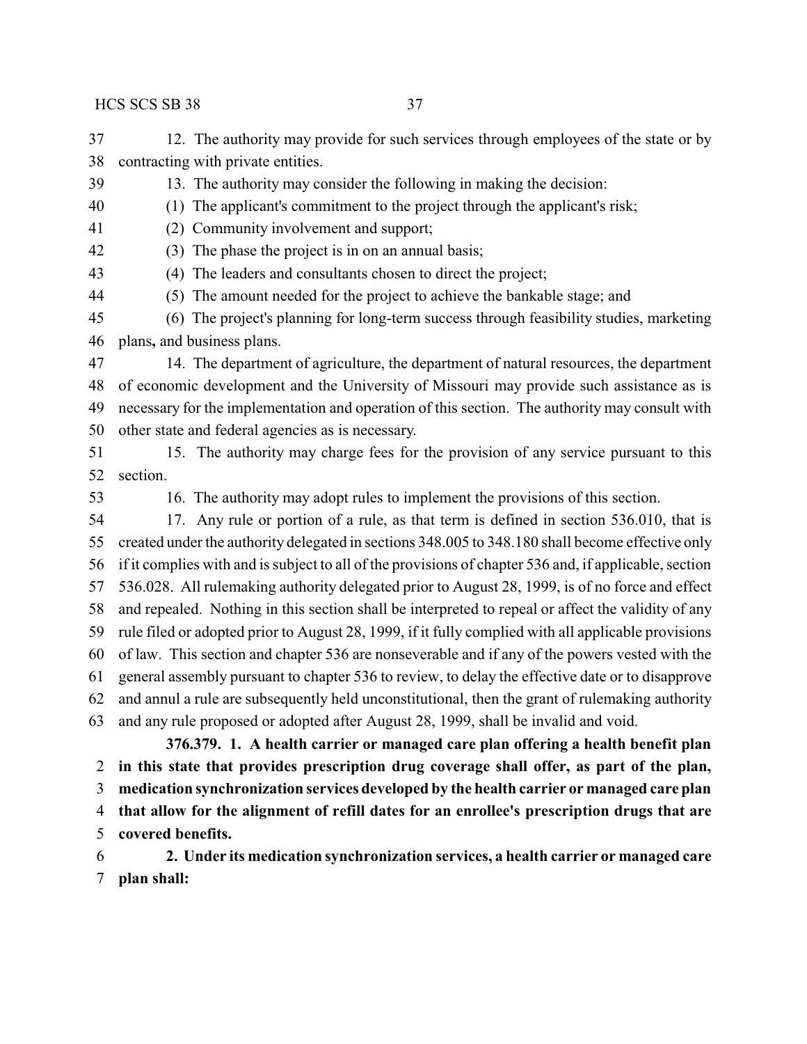12. The authority may provide for such services through employees of the state or by contracting with private entities.

13. The authority may consider the following in making the decision:

(1) The applicant's commitment to the project through the applicant's risk;

(2) Community involvement and support;

(3) The phase the project is in on an annual basis;

(4) The leaders and consultants chosen to direct the project;

(5) The amount needed for the project to achieve the bankable stage; and

(6) The project's planning for long-term success through feasibility studies, marketing plans**,** and business plans.

14. The department of agriculture, the department of natural resources, the department of economic development and the University of Missouri may provide such assistance as is necessary for the implementation and operation of this section. The authority may consult with other state and federal agencies as is necessary.

15. The authority may charge fees for the provision of any service pursuant to this section.

16. The authority may adopt rules to implement the provisions of this section.

17. Any rule or portion of a rule, as that term is defined in section 536.010, that is created under the authority delegated in sections 348.005 to 348.180 shall become effective only if it complies with and is subject to all of the provisions of chapter 536 and, if applicable, section 536.028. All rulemaking authority delegated prior to August 28, 1999, is of no force and effect and repealed. Nothing in this section shall be interpreted to repeal or affect the validity of any rule filed or adopted prior to August 28, 1999, if it fully complied with all applicable provisions of law. This section and chapter 536 are nonseverable and if any of the powers vested with the general assembly pursuant to chapter 536 to review, to delay the effective date or to disapprove and annul a rule are subsequently held unconstitutional, then the grant of rulemaking authority and any rule proposed or adopted after August 28, 1999, shall be invalid and void.

**376.379. 1. A health carrier or managed care plan offering a health benefit plan in this state that provides prescription drug coverage shall offer, as part of the plan, medication synchronization services developed by the health carrier or managed care plan that allow for the alignment of refill dates for an enrollee's prescription drugs that are covered benefits.**

**2. Under its medication synchronization services, a health carrier or managed care plan shall:**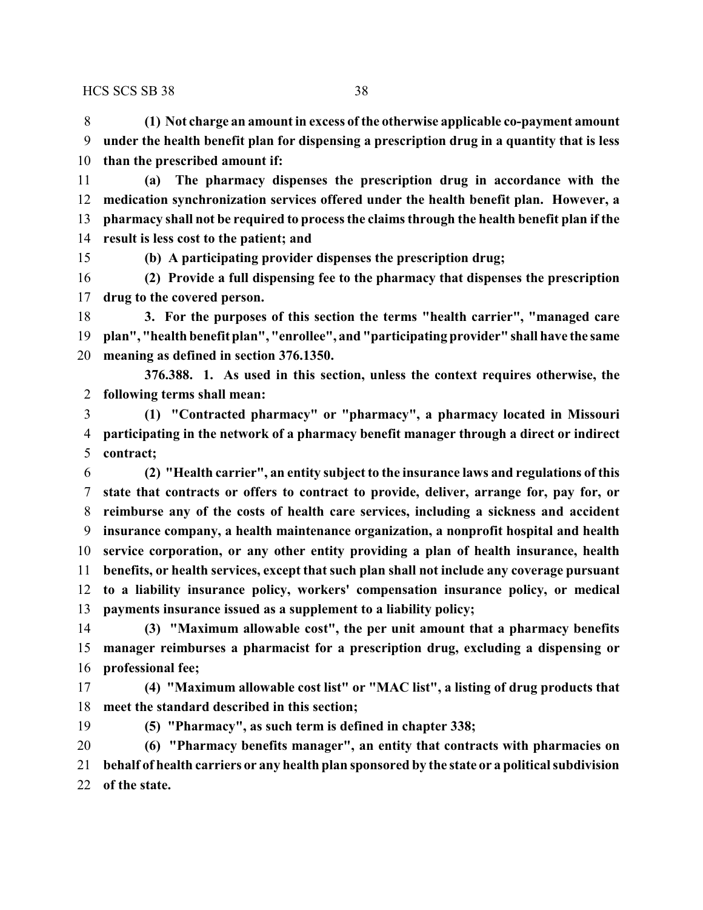**(1) Not charge an amount in excess of the otherwise applicable co-payment amount under the health benefit plan for dispensing a prescription drug in a quantity that is less than the prescribed amount if:**

**(a) The pharmacy dispenses the prescription drug in accordance with the medication synchronization services offered under the health benefit plan. However, a pharmacy shall not be required to process the claims through the health benefit plan if the result is less cost to the patient; and**

**(b) A participating provider dispenses the prescription drug;**

**(2) Provide a full dispensing fee to the pharmacy that dispenses the prescription drug to the covered person.**

**3. For the purposes of this section the terms "health carrier", "managed care plan", "health benefit plan", "enrollee", and "participating provider" shall have the same meaning as defined in section 376.1350.**

**376.388. 1. As used in this section, unless the context requires otherwise, the following terms shall mean:**

**(1) "Contracted pharmacy" or "pharmacy", a pharmacy located in Missouri participating in the network of a pharmacy benefit manager through a direct or indirect contract;**

**(2) "Health carrier", an entity subject to the insurance laws and regulations of this state that contracts or offers to contract to provide, deliver, arrange for, pay for, or reimburse any of the costs of health care services, including a sickness and accident insurance company, a health maintenance organization, a nonprofit hospital and health service corporation, or any other entity providing a plan of health insurance, health benefits, or health services, except that such plan shall not include any coverage pursuant to a liability insurance policy, workers' compensation insurance policy, or medical payments insurance issued as a supplement to a liability policy;**

**(3) "Maximum allowable cost", the per unit amount that a pharmacy benefits manager reimburses a pharmacist for a prescription drug, excluding a dispensing or professional fee;**

**(4) "Maximum allowable cost list" or "MAC list", a listing of drug products that meet the standard described in this section;**

**(5) "Pharmacy", as such term is defined in chapter 338;**

**(6) "Pharmacy benefits manager", an entity that contracts with pharmacies on behalf of health carriers or any health plan sponsored by the state or a political subdivision of the state.**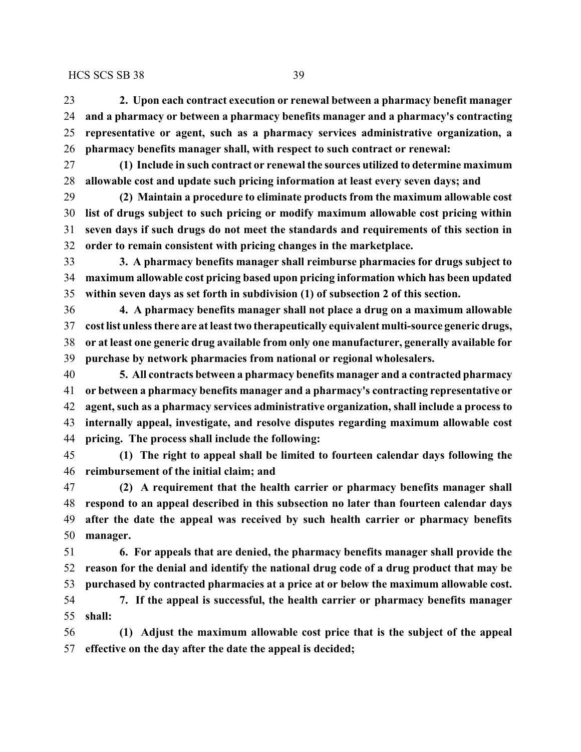**2. Upon each contract execution or renewal between a pharmacy benefit manager and a pharmacy or between a pharmacy benefits manager and a pharmacy's contracting representative or agent, such as a pharmacy services administrative organization, a pharmacy benefits manager shall, with respect to such contract or renewal:**

**(1) Include in such contract or renewal the sources utilized to determine maximum allowable cost and update such pricing information at least every seven days; and**

**(2) Maintain a procedure to eliminate products from the maximum allowable cost list of drugs subject to such pricing or modify maximum allowable cost pricing within seven days if such drugs do not meet the standards and requirements of this section in order to remain consistent with pricing changes in the marketplace.**

**3. A pharmacy benefits manager shall reimburse pharmacies for drugs subject to maximum allowable cost pricing based upon pricing information which has been updated within seven days as set forth in subdivision (1) of subsection 2 of this section.**

**4. A pharmacy benefits manager shall not place a drug on a maximum allowable cost list unless there are at least two therapeutically equivalent multi-source generic drugs, or at least one generic drug available from only one manufacturer, generally available for purchase by network pharmacies from national or regional wholesalers.**

**5. All contracts between a pharmacy benefits manager and a contracted pharmacy or between a pharmacy benefits manager and a pharmacy's contracting representative or agent, such as a pharmacy services administrative organization, shall include a process to internally appeal, investigate, and resolve disputes regarding maximum allowable cost pricing. The process shall include the following:**

**(1) The right to appeal shall be limited to fourteen calendar days following the reimbursement of the initial claim; and**

**(2) A requirement that the health carrier or pharmacy benefits manager shall respond to an appeal described in this subsection no later than fourteen calendar days after the date the appeal was received by such health carrier or pharmacy benefits manager.**

**6. For appeals that are denied, the pharmacy benefits manager shall provide the reason for the denial and identify the national drug code of a drug product that may be purchased by contracted pharmacies at a price at or below the maximum allowable cost.**

**7. If the appeal is successful, the health carrier or pharmacy benefits manager shall:**

**(1) Adjust the maximum allowable cost price that is the subject of the appeal effective on the day after the date the appeal is decided;**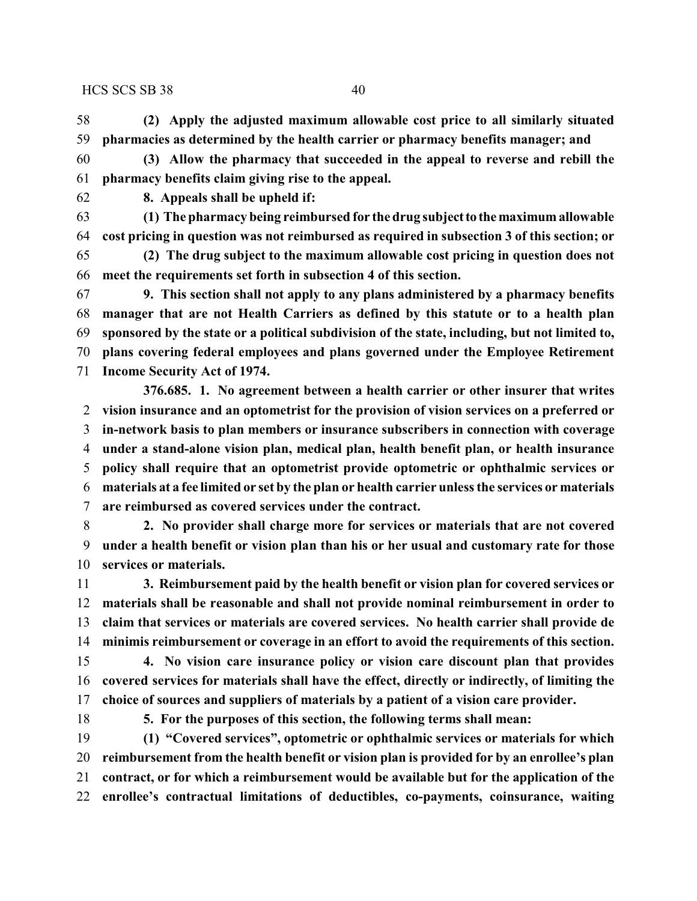**(2) Apply the adjusted maximum allowable cost price to all similarly situated pharmacies as determined by the health carrier or pharmacy benefits manager; and**

**(3) Allow the pharmacy that succeeded in the appeal to reverse and rebill the pharmacy benefits claim giving rise to the appeal.**

**8. Appeals shall be upheld if:**

**(1) The pharmacy being reimbursed for the drug subject to the maximum allowable cost pricing in question was not reimbursed as required in subsection 3 of this section; or**

**(2) The drug subject to the maximum allowable cost pricing in question does not meet the requirements set forth in subsection 4 of this section.**

**9. This section shall not apply to any plans administered by a pharmacy benefits manager that are not Health Carriers as defined by this statute or to a health plan sponsored by the state or a political subdivision of the state, including, but not limited to, plans covering federal employees and plans governed under the Employee Retirement Income Security Act of 1974.**

**376.685. 1. No agreement between a health carrier or other insurer that writes vision insurance and an optometrist for the provision of vision services on a preferred or in-network basis to plan members or insurance subscribers in connection with coverage under a stand-alone vision plan, medical plan, health benefit plan, or health insurance policy shall require that an optometrist provide optometric or ophthalmic services or materials at a fee limited or set by the plan or health carrier unless the services or materials are reimbursed as covered services under the contract.**

**2. No provider shall charge more for services or materials that are not covered under a health benefit or vision plan than his or her usual and customary rate for those services or materials.**

**3. Reimbursement paid by the health benefit or vision plan for covered services or materials shall be reasonable and shall not provide nominal reimbursement in order to claim that services or materials are covered services. No health carrier shall provide de minimis reimbursement or coverage in an effort to avoid the requirements of this section.**

**4. No vision care insurance policy or vision care discount plan that provides covered services for materials shall have the effect, directly or indirectly, of limiting the choice of sources and suppliers of materials by a patient of a vision care provider.**

**5. For the purposes of this section, the following terms shall mean:**

**(1) "Covered services", optometric or ophthalmic services or materials for which reimbursement from the health benefit or vision plan is provided for by an enrollee's plan contract, or for which a reimbursement would be available but for the application of the enrollee's contractual limitations of deductibles, co-payments, coinsurance, waiting**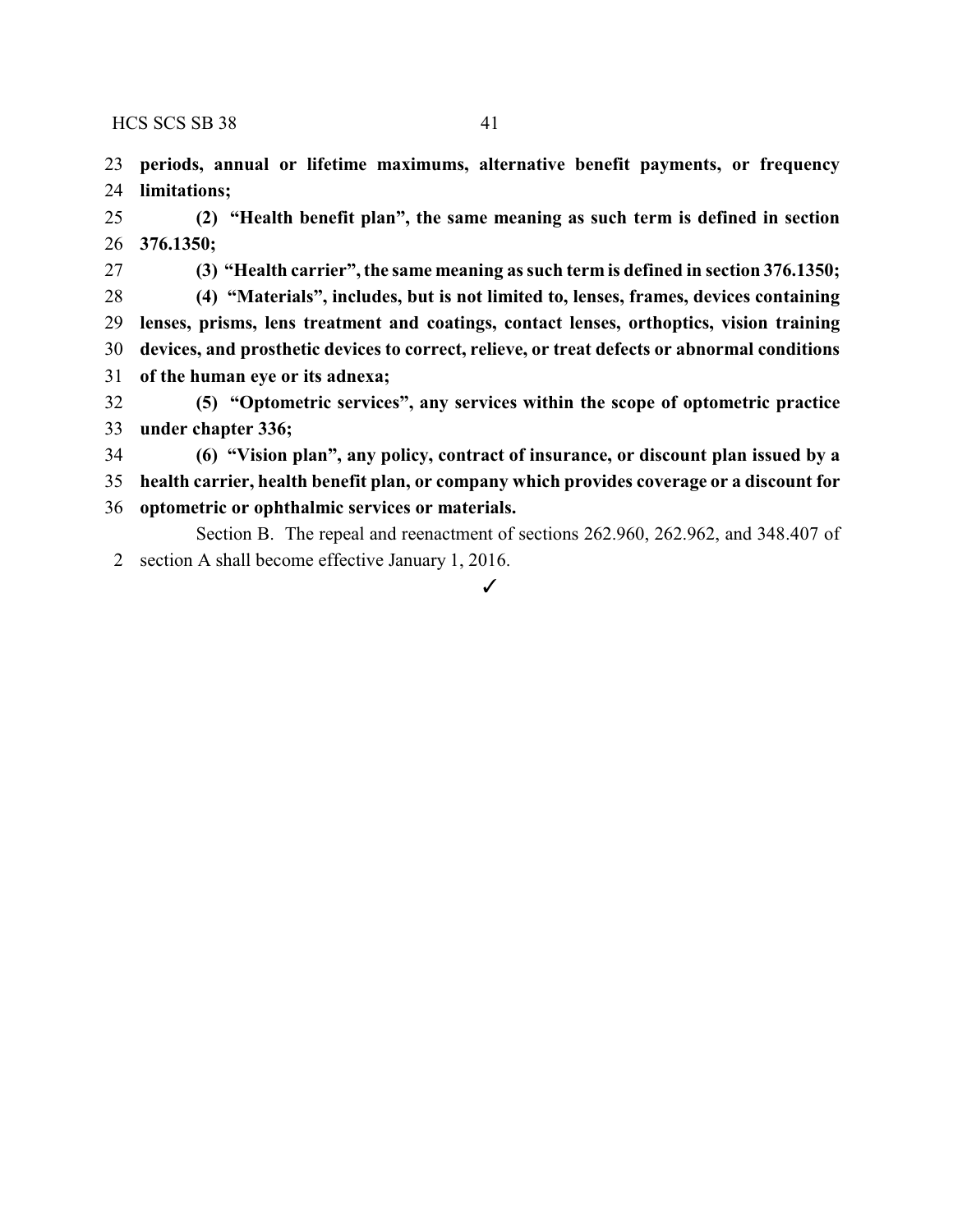**periods, annual or lifetime maximums, alternative benefit payments, or frequency limitations;**

**(2) "Health benefit plan", the same meaning as such term is defined in section 376.1350;**

**(3) "Health carrier", the same meaning as such term is defined in section 376.1350;**

**(4) "Materials", includes, but is not limited to, lenses, frames, devices containing lenses, prisms, lens treatment and coatings, contact lenses, orthoptics, vision training devices, and prosthetic devices to correct, relieve, or treat defects or abnormal conditions of the human eye or its adnexa;**

**(5) "Optometric services", any services within the scope of optometric practice under chapter 336;**

**(6) "Vision plan", any policy, contract of insurance, or discount plan issued by a health carrier, health benefit plan, or company which provides coverage or a discount for optometric or ophthalmic services or materials.**

Section B. The repeal and reenactment of sections 262.960, 262.962, and 348.407 of section A shall become effective January 1, 2016.

✓